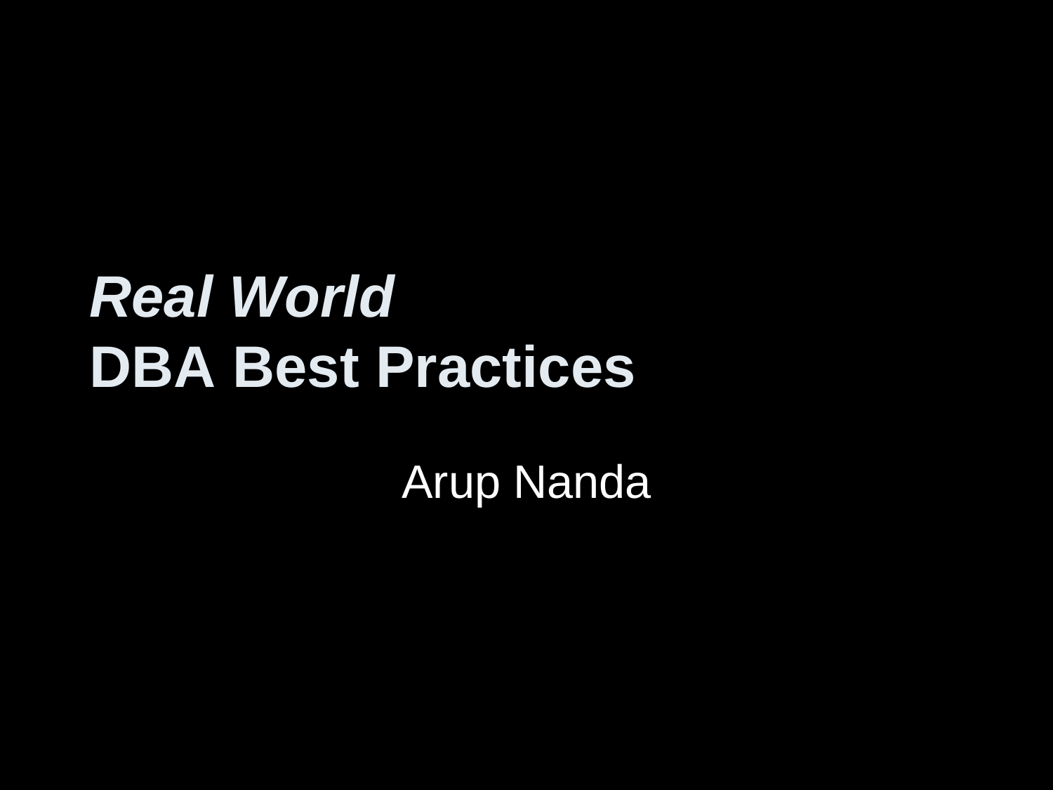# *Real World*
# DBA Best Practices

Arup Nanda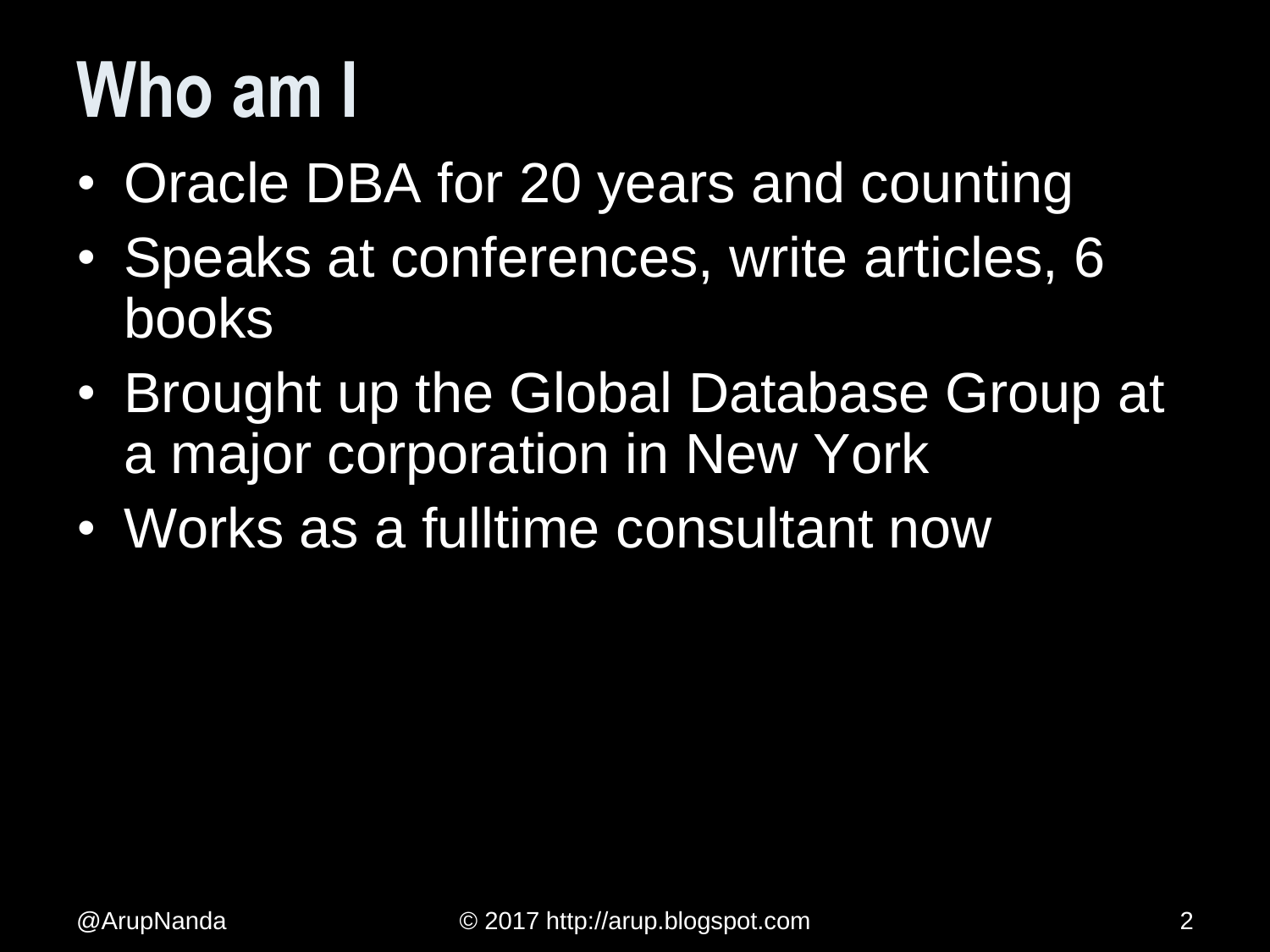# Who am I

- Oracle DBA for 20 years and counting
- Speaks at conferences, write articles, 6 books
- Brought up the Global Database Group at a major corporation in New York
- Works as a fulltime consultant now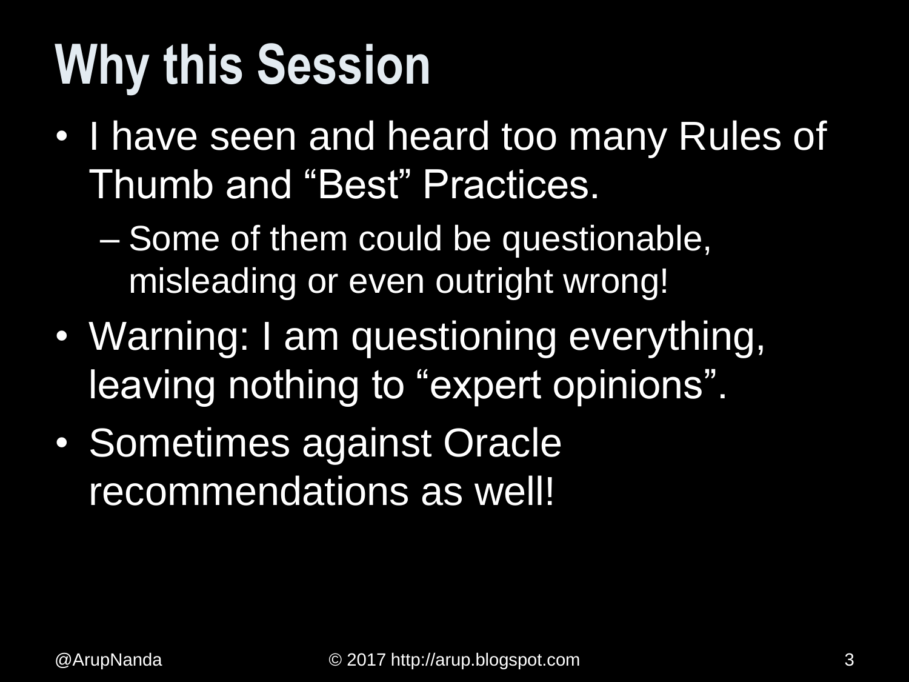# Why this Session

- I have seen and heard too many Rules of Thumb and "Best" Practices.
  - Some of them could be questionable, misleading or even outright wrong!
- Warning: I am questioning everything, leaving nothing to "expert opinions".
- Sometimes against Oracle recommendations as well!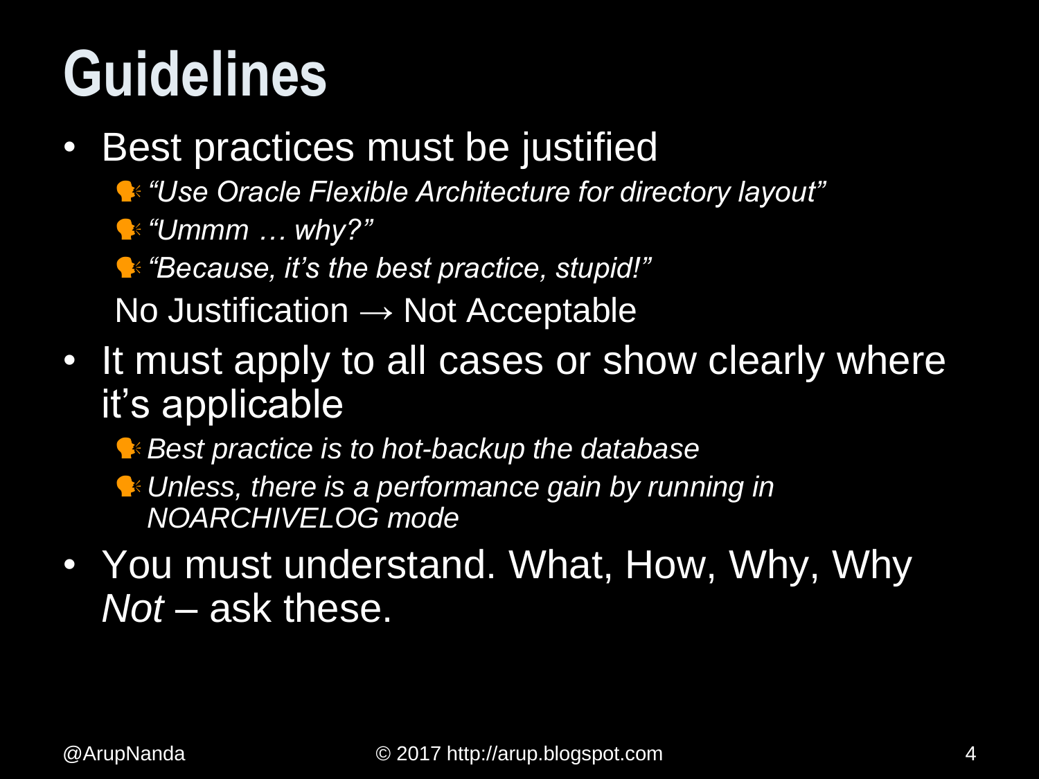# Guidelines

- Best practices must be justified
  - *"Use Oracle Flexible Architecture for directory layout"*
  - *"Ummm … why?"*
  - *"Because, it's the best practice, stupid!"*

  No Justification → Not Acceptable
- It must apply to all cases or show clearly where it's applicable
  - *Best practice is to hot-backup the database*
  - *Unless, there is a performance gain by running in NOARCHIVELOG mode*
- You must understand. What, How, Why, Why *Not* – ask these.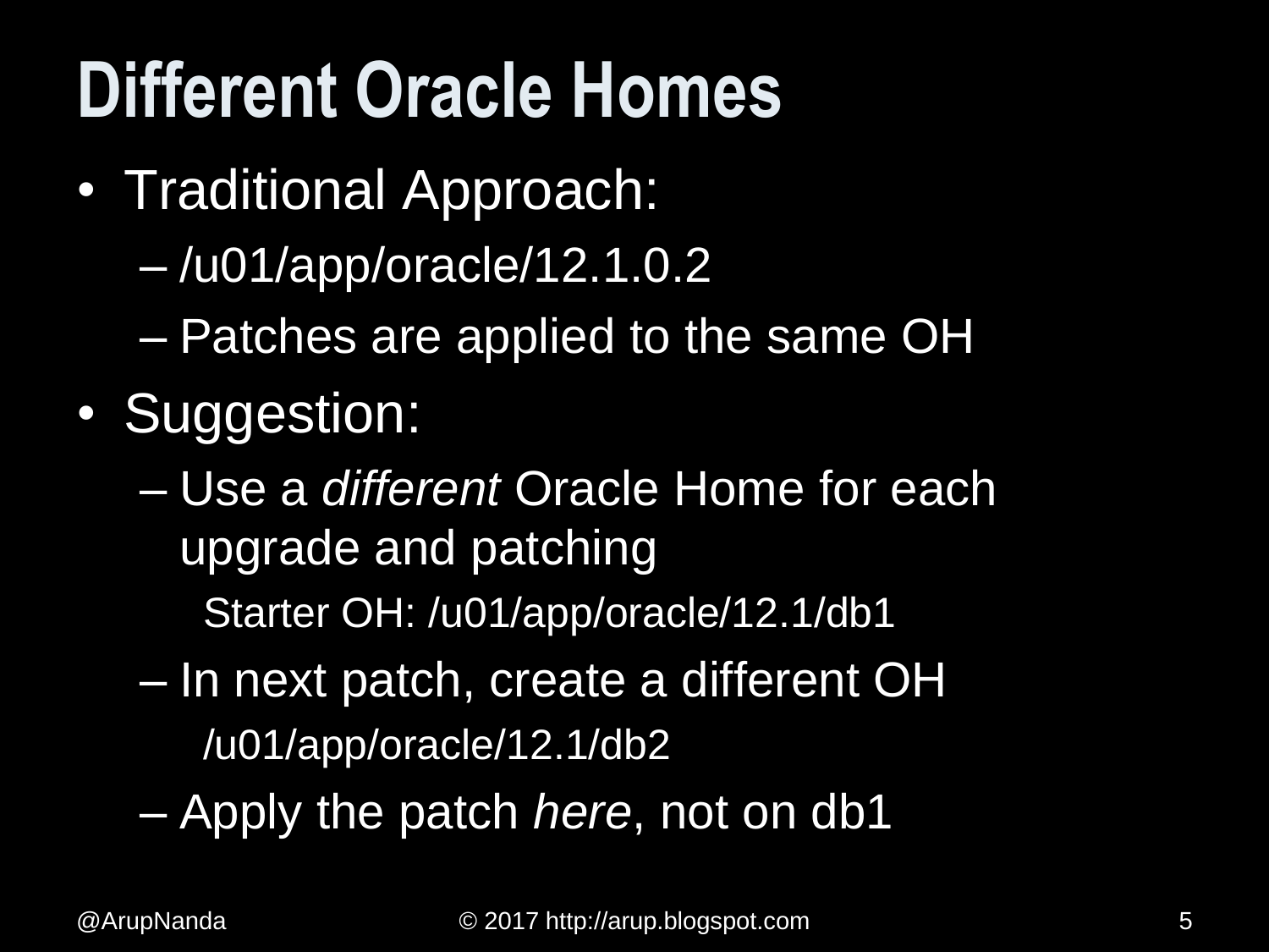# Different Oracle Homes

- Traditional Approach:
  - /u01/app/oracle/12.1.0.2
  - Patches are applied to the same OH
- Suggestion:
  - Use a *different* Oracle Home for each upgrade and patching
    - Starter OH: /u01/app/oracle/12.1/db1
  - In next patch, create a different OH
    - /u01/app/oracle/12.1/db2
  - Apply the patch *here*, not on db1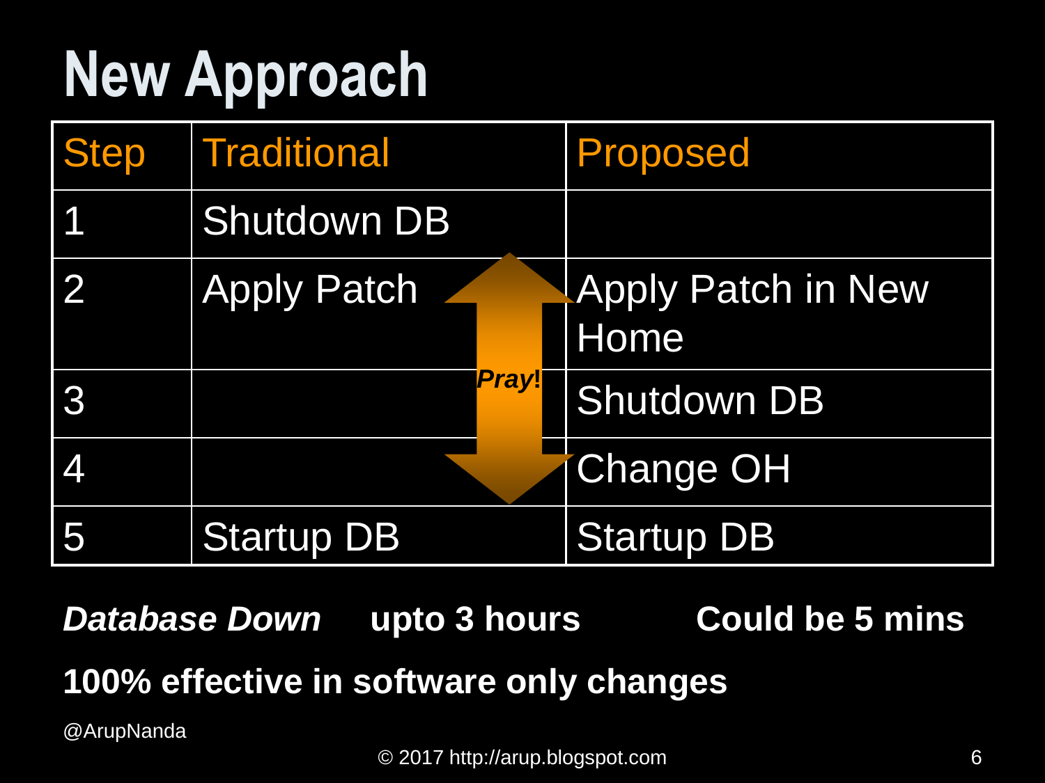# New Approach

| Step | Traditional | Proposed |
| --- | --- | --- |
| 1 | Shutdown DB | |
| 2 | Apply Patch | Apply Patch in New Home |
| 3 | | Shutdown DB |
| 4 | | Change OH |
| 5 | Startup DB | Startup DB |

*Pray!*

***Database Down*** **upto 3 hours** **Could be 5 mins**

**100% effective in software only changes**

@ArupNanda

© 2017 http://arup.blogspot.com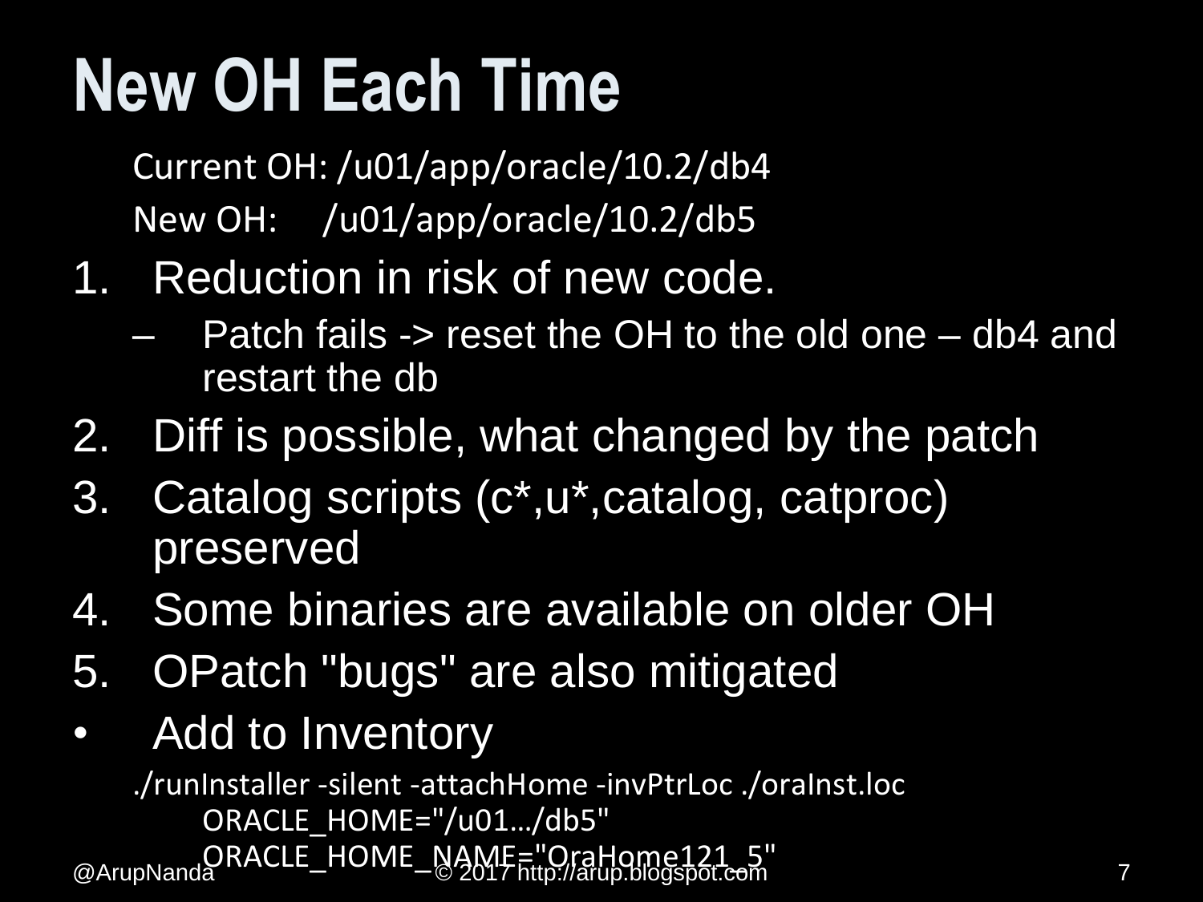# New OH Each Time

Current OH: /u01/app/oracle/10.2/db4

New OH: /u01/app/oracle/10.2/db5

1. Reduction in risk of new code.
   - Patch fails -> reset the OH to the old one – db4 and restart the db
2. Diff is possible, what changed by the patch
3. Catalog scripts (c*,u*,catalog, catproc) preserved
4. Some binaries are available on older OH
5. OPatch "bugs" are also mitigated

- Add to Inventory

```
./runInstaller -silent -attachHome -invPtrLoc ./oraInst.loc
    ORACLE_HOME="/u01…/db5"
    ORACLE_HOME_NAME="OraHome121_5"
```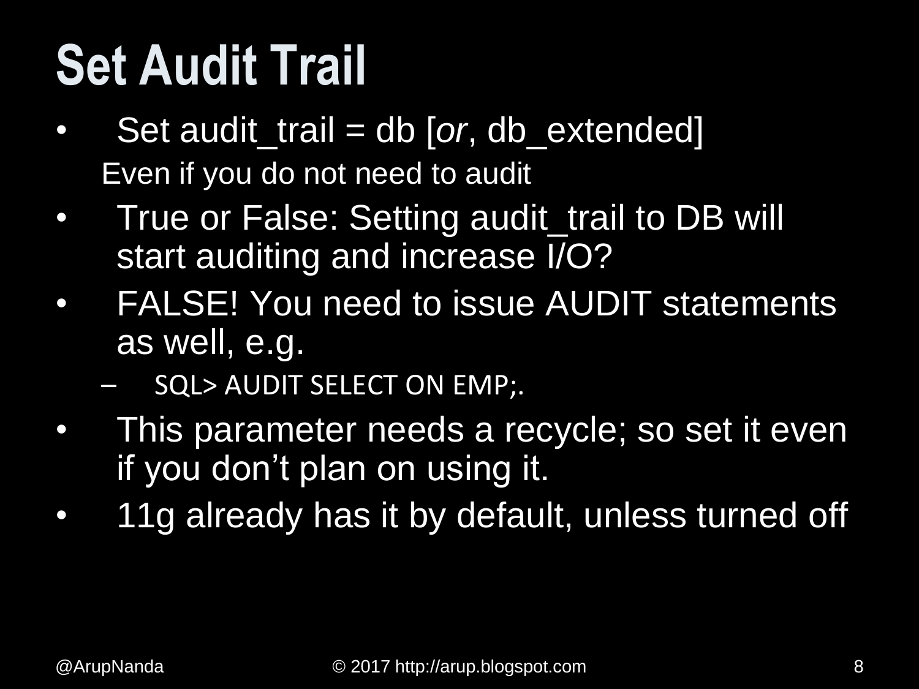# Set Audit Trail

- Set audit_trail = db [*or*, db_extended]

  Even if you do not need to audit
- True or False: Setting audit_trail to DB will start auditing and increase I/O?
- FALSE! You need to issue AUDIT statements as well, e.g.
  - SQL> AUDIT SELECT ON EMP;.
- This parameter needs a recycle; so set it even if you don't plan on using it.
- 11g already has it by default, unless turned off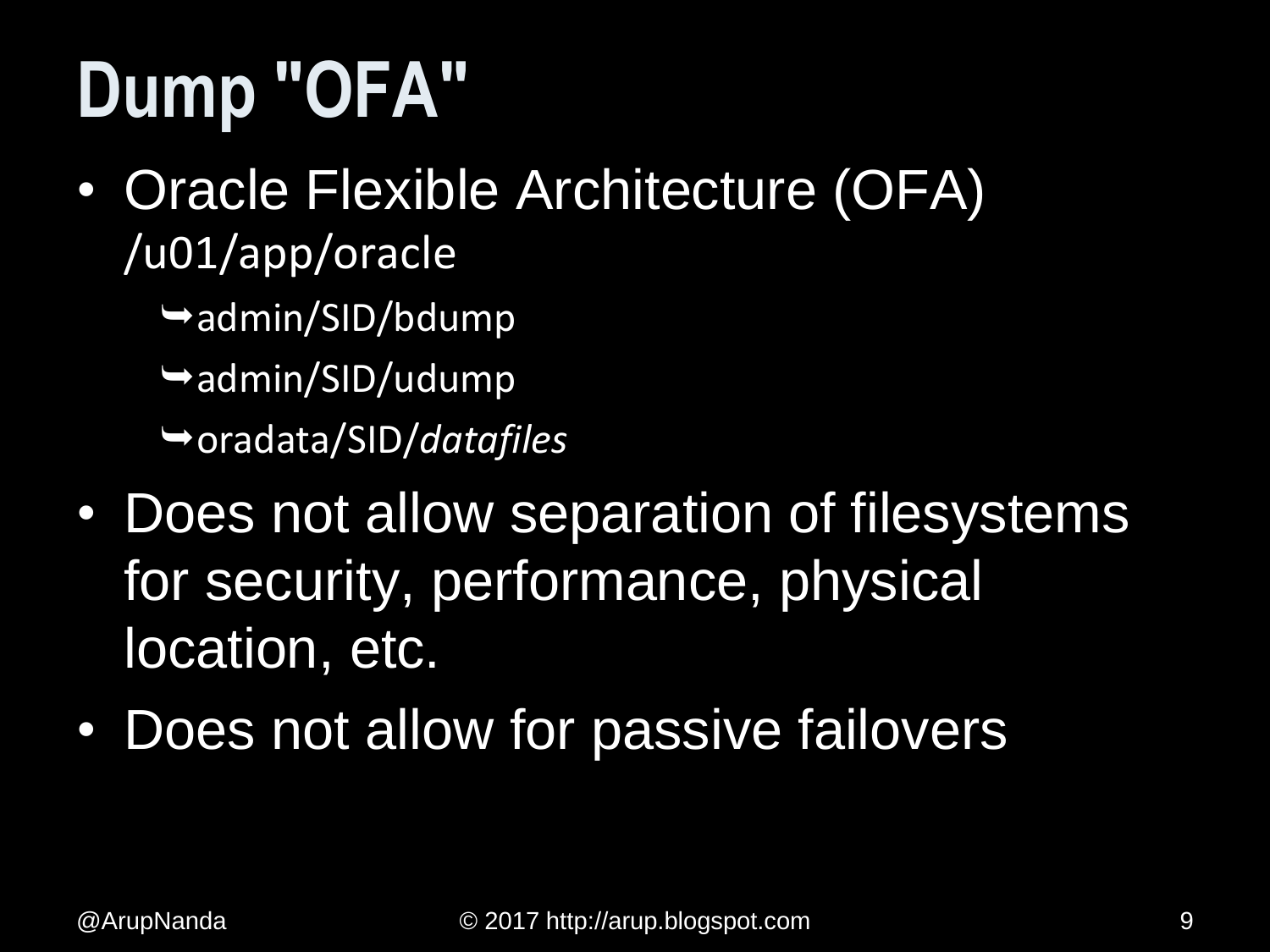# Dump "OFA"

- Oracle Flexible Architecture (OFA)
  /u01/app/oracle
  - ➥admin/SID/bdump
  - ➥admin/SID/udump
  - ➥oradata/SID/*datafiles*
- Does not allow separation of filesystems for security, performance, physical location, etc.
- Does not allow for passive failovers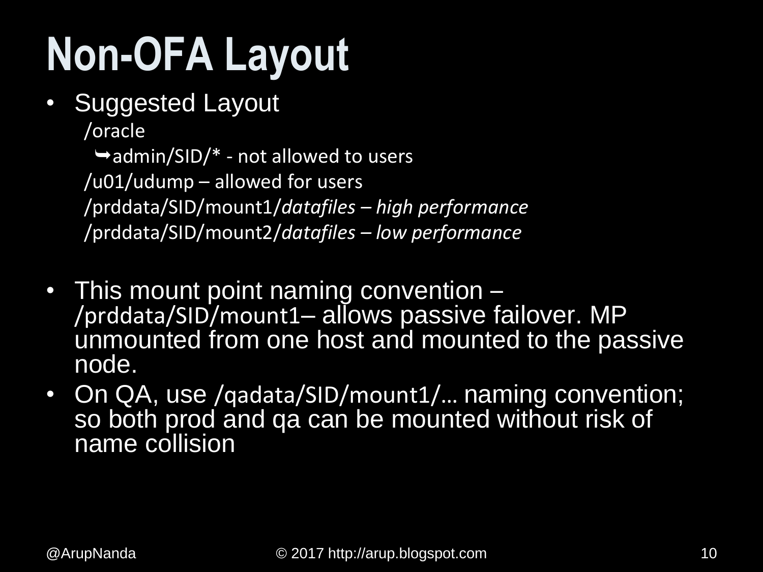# Non-OFA Layout

- Suggested Layout

  /oracle

  ➥admin/SID/* - not allowed to users

  /u01/udump – allowed for users

  /prddata/SID/mount1/*datafiles – high performance*

  /prddata/SID/mount2/*datafiles – low performance*

- This mount point naming convention – /prddata/SID/mount1– allows passive failover. MP unmounted from one host and mounted to the passive node.
- On QA, use /qadata/SID/mount1/… naming convention; so both prod and qa can be mounted without risk of name collision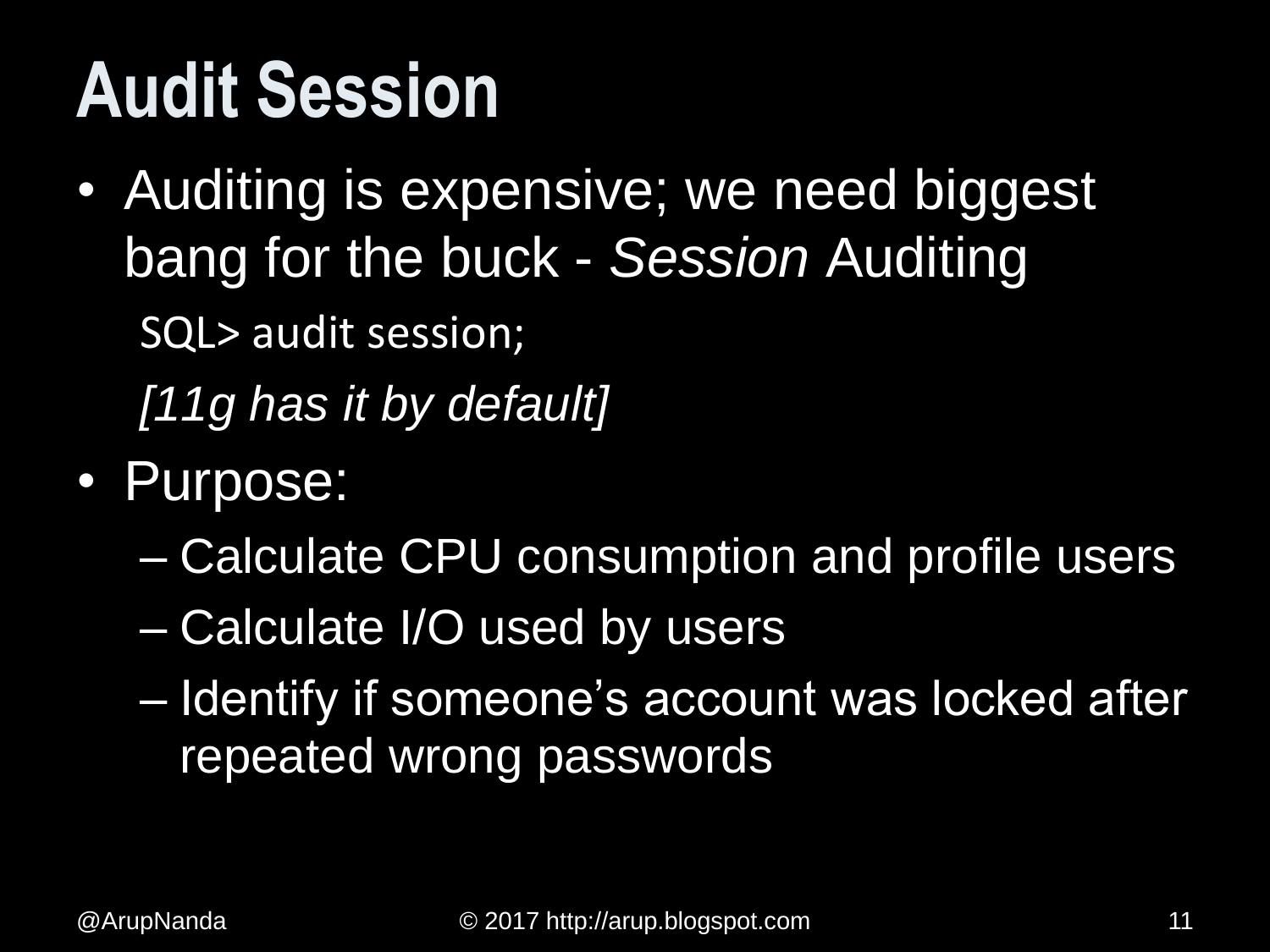# Audit Session

- Auditing is expensive; we need biggest bang for the buck - *Session* Auditing

```
SQL> audit session;
```

*[11g has it by default]*

- Purpose:
  - Calculate CPU consumption and profile users
  - Calculate I/O used by users
  - Identify if someone's account was locked after repeated wrong passwords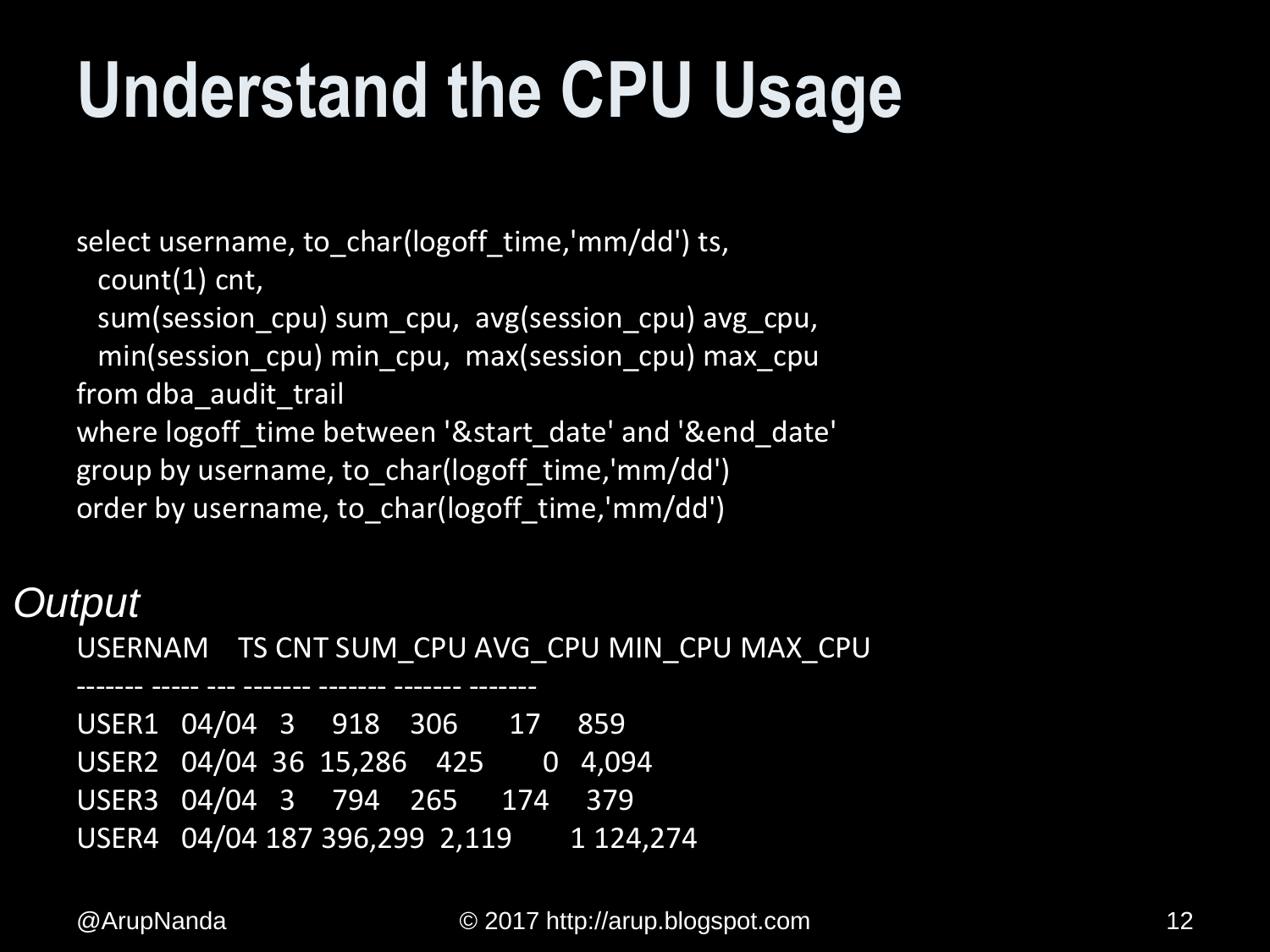# Understand the CPU Usage

```
select username, to_char(logoff_time,'mm/dd') ts,
  count(1) cnt,
  sum(session_cpu) sum_cpu,  avg(session_cpu) avg_cpu,
  min(session_cpu) min_cpu,  max(session_cpu) max_cpu
from dba_audit_trail
where logoff_time between '&start_date' and '&end_date'
group by username, to_char(logoff_time,'mm/dd')
order by username, to_char(logoff_time,'mm/dd')
```

*Output*

```
USERNAM    TS CNT SUM_CPU AVG_CPU MIN_CPU MAX_CPU
------- ----- --- ------- ------- ------- -------
USER1   04/04   3     918     306      17     859
USER2   04/04  36  15,286     425       0   4,094
USER3   04/04   3     794     265     174     379
USER4   04/04 187 396,299   2,119       1 124,274
```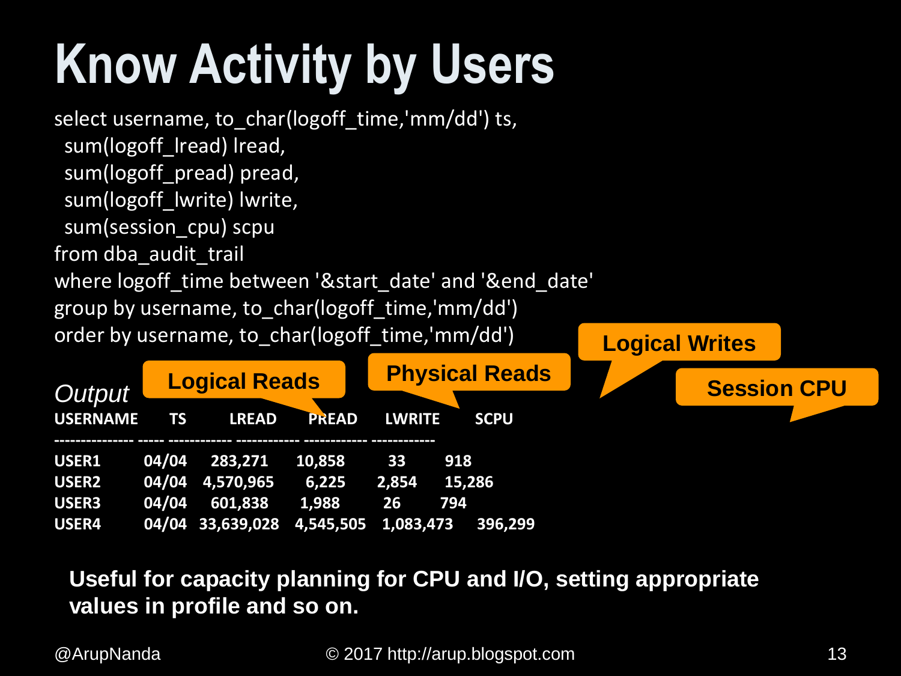# Know Activity by Users

```
select username, to_char(logoff_time,'mm/dd') ts,
  sum(logoff_lread) lread,
  sum(logoff_pread) pread,
  sum(logoff_lwrite) lwrite,
  sum(session_cpu) scpu
from dba_audit_trail
where logoff_time between '&start_date' and '&end_date'
group by username, to_char(logoff_time,'mm/dd')
order by username, to_char(logoff_time,'mm/dd')
```

*Output*

Logical Reads · Physical Reads · Logical Writes · Session CPU

| USERNAME | TS | LREAD | PREAD | LWRITE | SCPU |
|---|---|---|---|---|---|
| USER1 | 04/04 | 283,271 | 10,858 | 33 | 918 |
| USER2 | 04/04 | 4,570,965 | 6,225 | 2,854 | 15,286 |
| USER3 | 04/04 | 601,838 | 1,988 | 26 | 794 |
| USER4 | 04/04 | 33,639,028 | 4,545,505 | 1,083,473 | 396,299 |

**Useful for capacity planning for CPU and I/O, setting appropriate values in profile and so on.**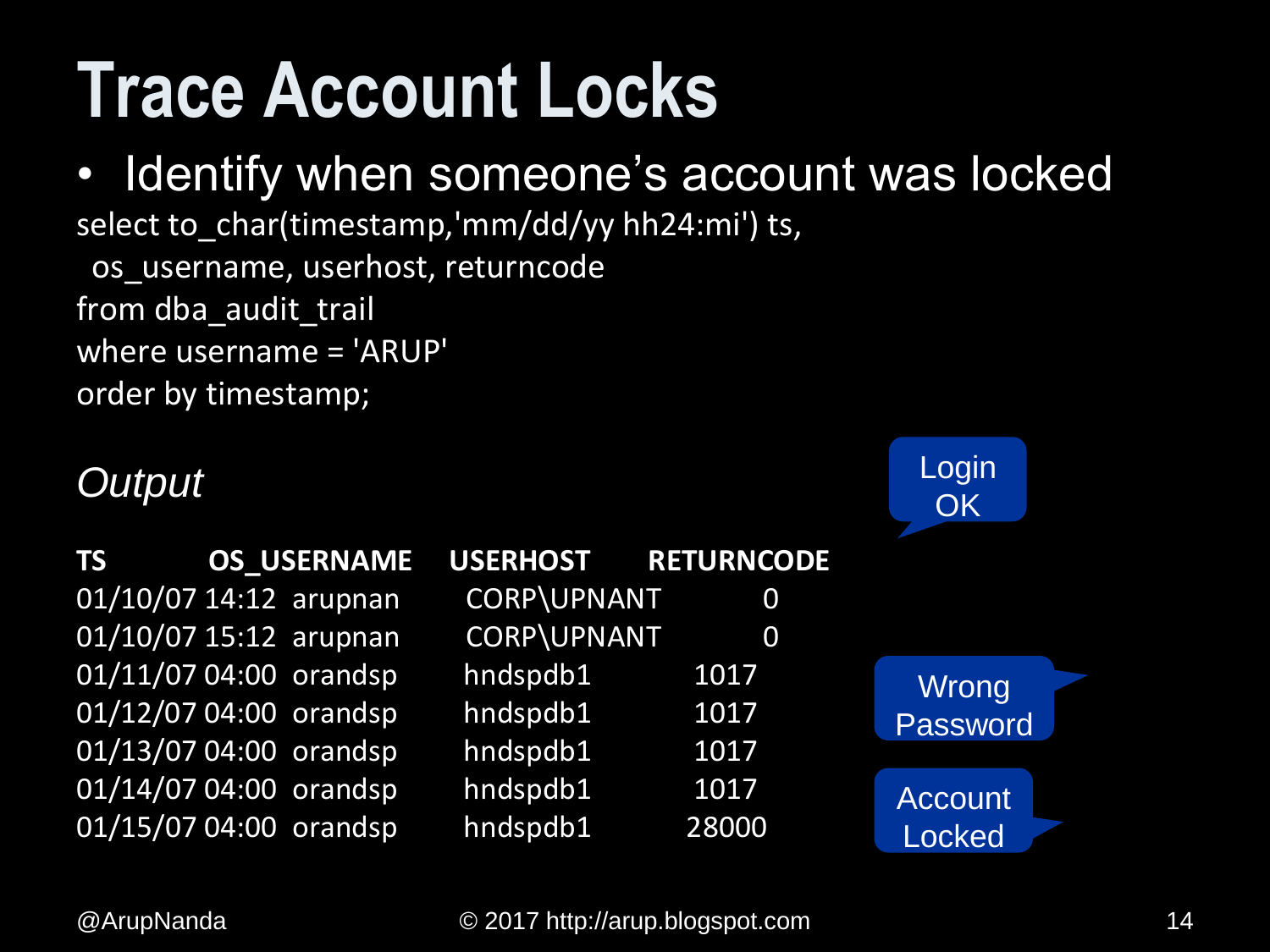# Trace Account Locks

- Identify when someone's account was locked

```
select to_char(timestamp,'mm/dd/yy hh24:mi') ts,
  os_username, userhost, returncode
from dba_audit_trail
where username = 'ARUP'
order by timestamp;
```

*Output*

| TS | OS_USERNAME | USERHOST | RETURNCODE |
|---|---|---|---|
| 01/10/07 14:12 | arupnan | CORP\UPNANT | 0 |
| 01/10/07 15:12 | arupnan | CORP\UPNANT | 0 |
| 01/11/07 04:00 | orandsp | hndspdb1 | 1017 |
| 01/12/07 04:00 | orandsp | hndspdb1 | 1017 |
| 01/13/07 04:00 | orandsp | hndspdb1 | 1017 |
| 01/14/07 04:00 | orandsp | hndspdb1 | 1017 |
| 01/15/07 04:00 | orandsp | hndspdb1 | 28000 |

Login OK

Wrong Password

Account Locked

@ArupNanda © 2017 http://arup.blogspot.com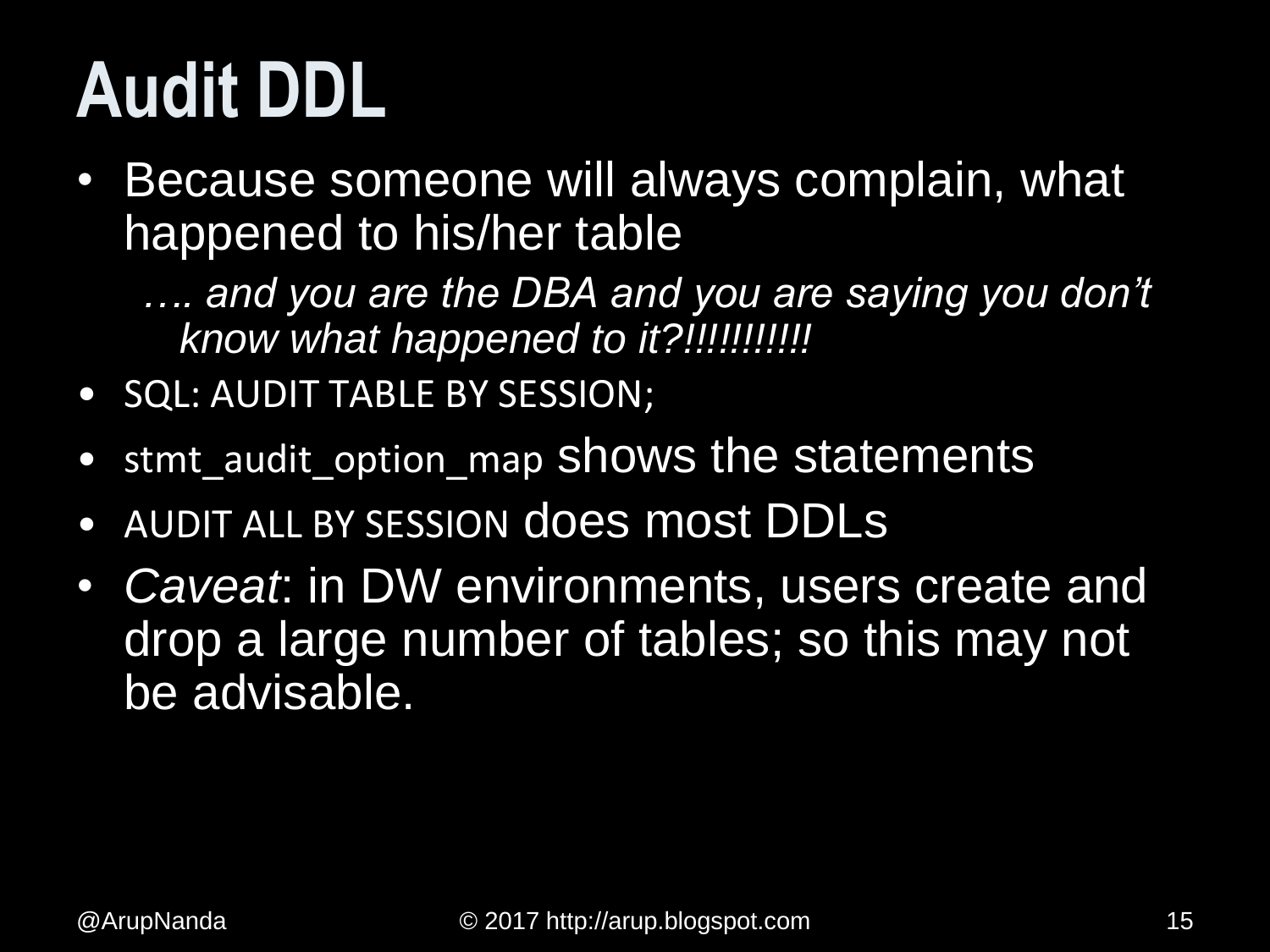# Audit DDL

- Because someone will always complain, what happened to his/her table
  - *…. and you are the DBA and you are saying you don't know what happened to it?!!!!!!!!!!!*
- SQL: AUDIT TABLE BY SESSION;
- stmt_audit_option_map shows the statements
- AUDIT ALL BY SESSION does most DDLs
- *Caveat*: in DW environments, users create and drop a large number of tables; so this may not be advisable.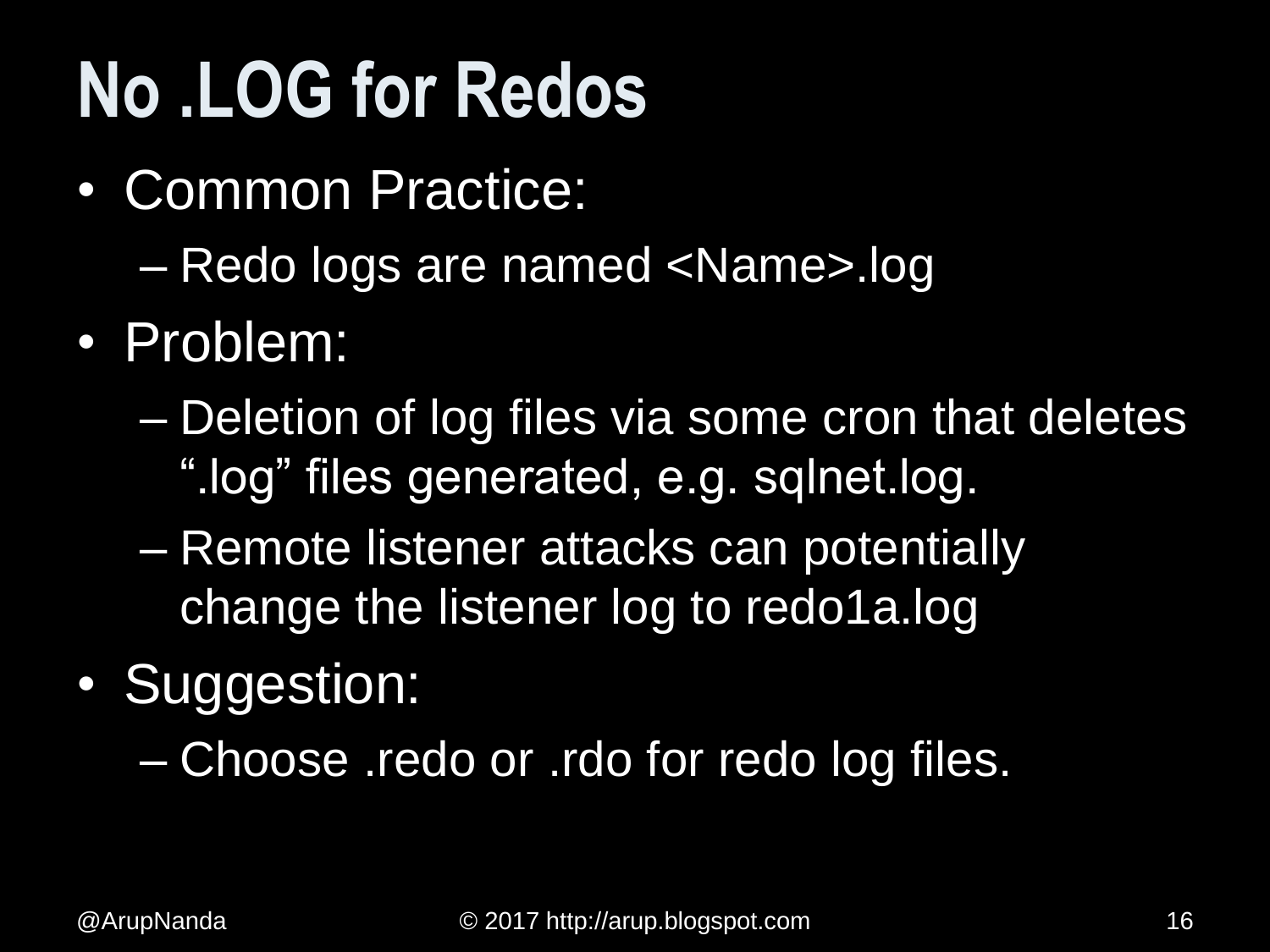# No .LOG for Redos

- Common Practice:
  - Redo logs are named <Name>.log
- Problem:
  - Deletion of log files via some cron that deletes ".log" files generated, e.g. sqlnet.log.
  - Remote listener attacks can potentially change the listener log to redo1a.log
- Suggestion:
  - Choose .redo or .rdo for redo log files.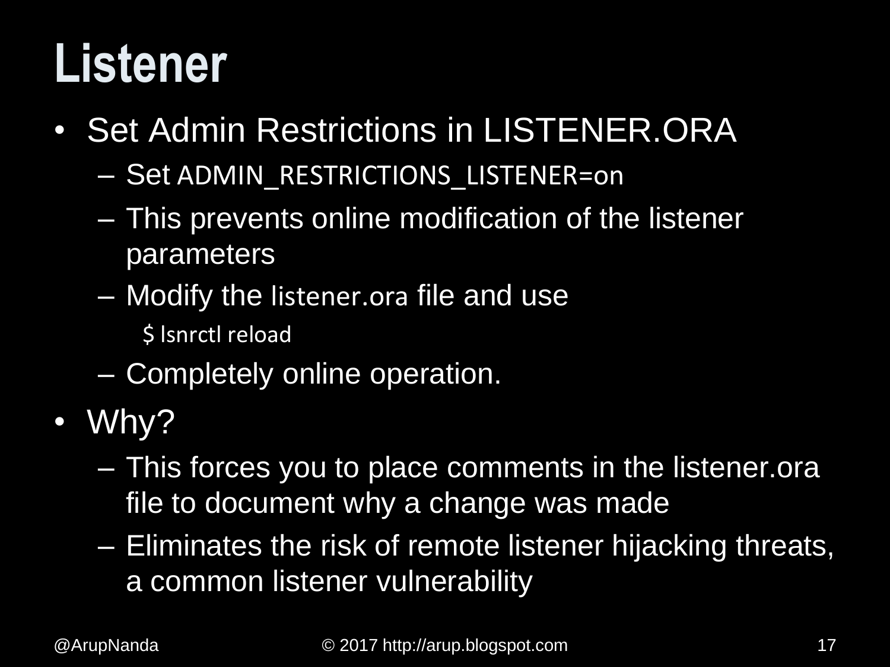# Listener

- Set Admin Restrictions in LISTENER.ORA
  - Set ADMIN_RESTRICTIONS_LISTENER=on
  - This prevents online modification of the listener parameters
  - Modify the listener.ora file and use

    ```
    $ lsnrctl reload
    ```

  - Completely online operation.
- Why?
  - This forces you to place comments in the listener.ora file to document why a change was made
  - Eliminates the risk of remote listener hijacking threats, a common listener vulnerability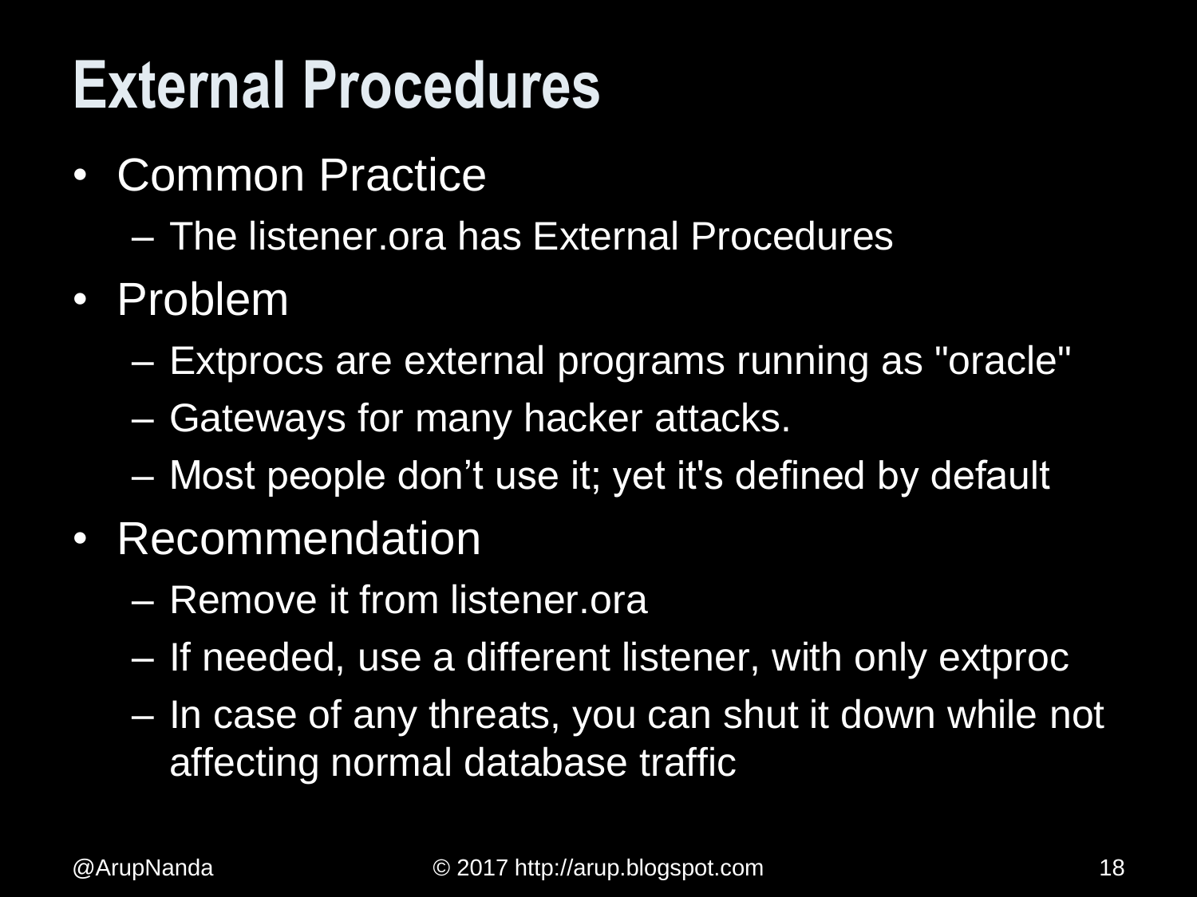# External Procedures

- Common Practice
  - The listener.ora has External Procedures
- Problem
  - Extprocs are external programs running as "oracle"
  - Gateways for many hacker attacks.
  - Most people don’t use it; yet it's defined by default
- Recommendation
  - Remove it from listener.ora
  - If needed, use a different listener, with only extproc
  - In case of any threats, you can shut it down while not affecting normal database traffic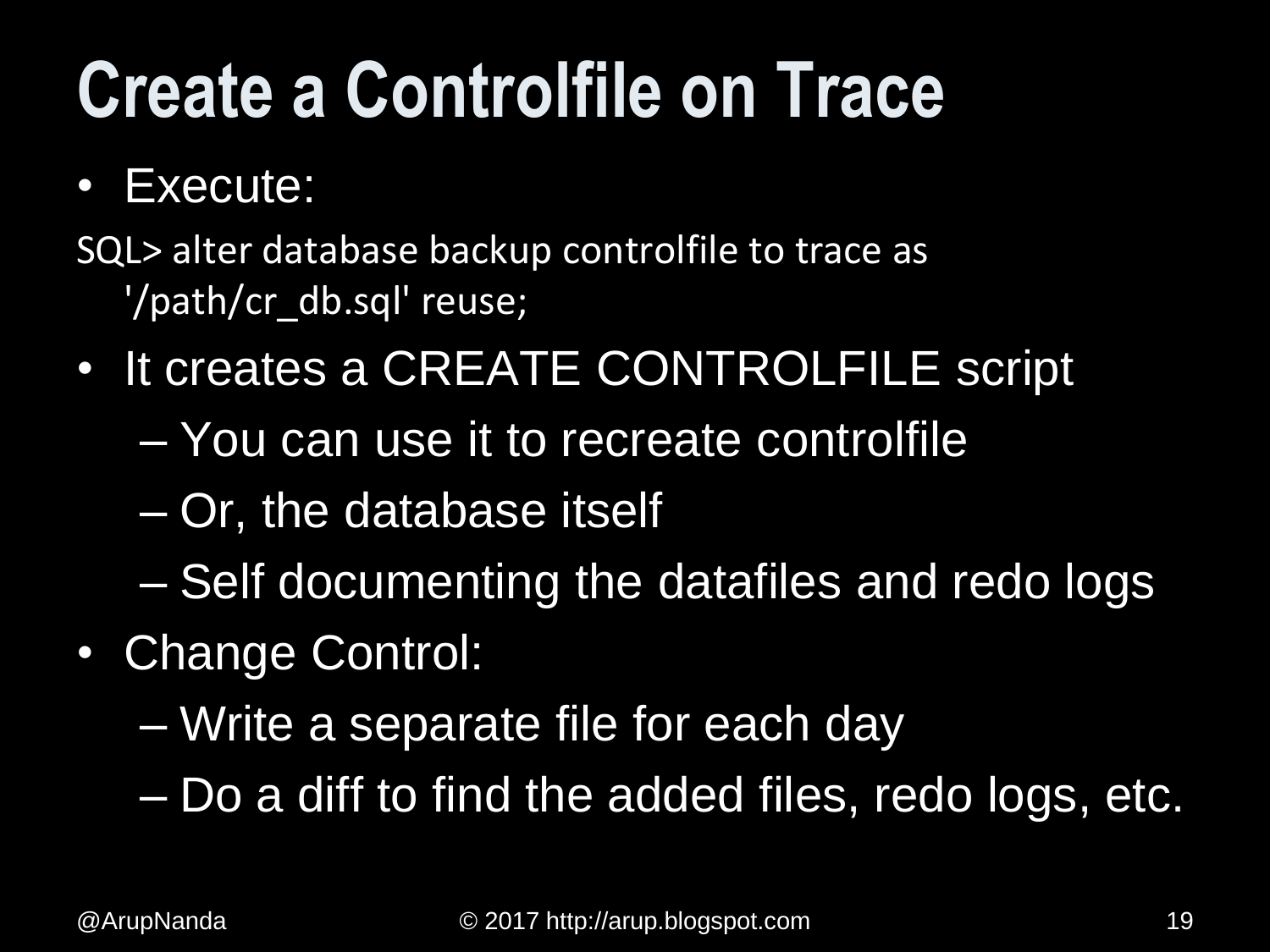# Create a Controlfile on Trace

- Execute:

```
SQL> alter database backup controlfile to trace as
   '/path/cr_db.sql' reuse;
```

- It creates a CREATE CONTROLFILE script
  - You can use it to recreate controlfile
  - Or, the database itself
  - Self documenting the datafiles and redo logs
- Change Control:
  - Write a separate file for each day
  - Do a diff to find the added files, redo logs, etc.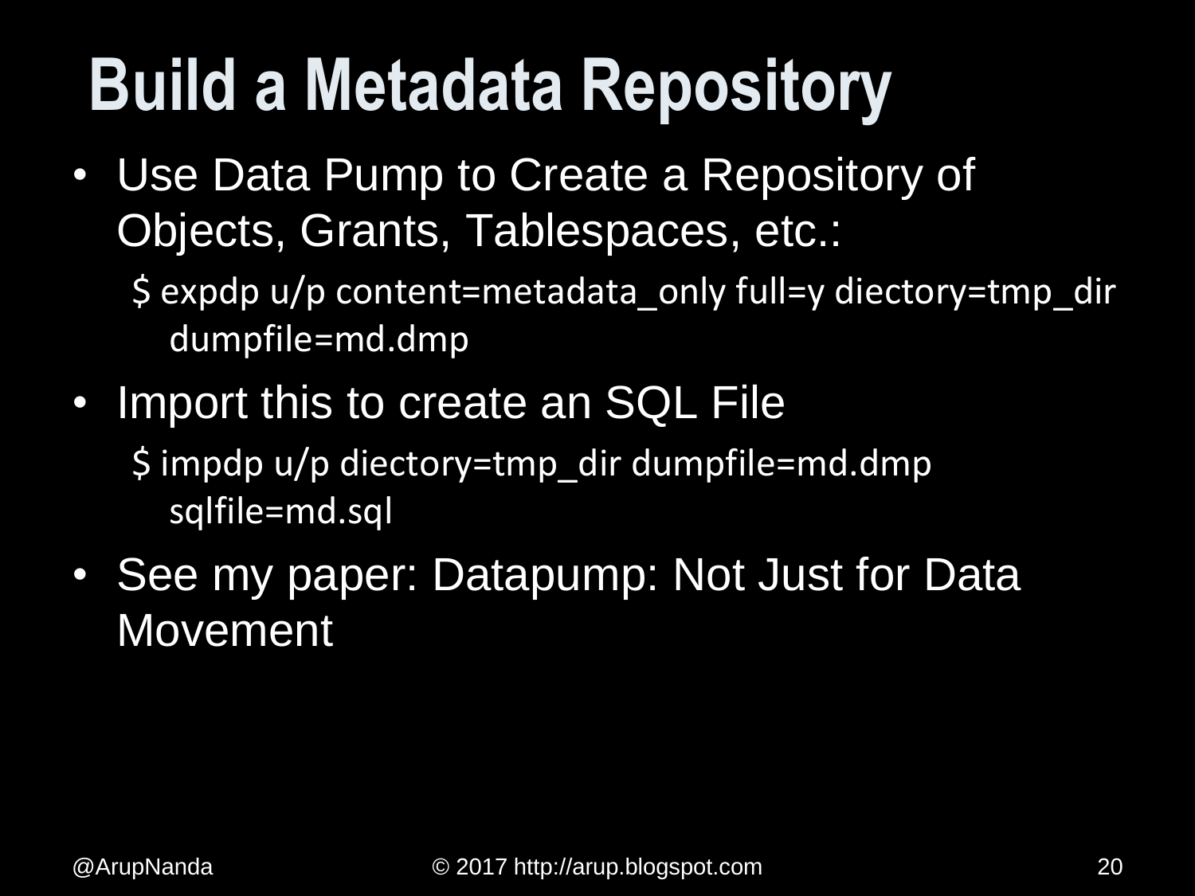# Build a Metadata Repository

- Use Data Pump to Create a Repository of Objects, Grants, Tablespaces, etc.:

```
$ expdp u/p content=metadata_only full=y diectory=tmp_dir
  dumpfile=md.dmp
```

- Import this to create an SQL File

```
$ impdp u/p diectory=tmp_dir dumpfile=md.dmp
  sqlfile=md.sql
```

- See my paper: Datapump: Not Just for Data Movement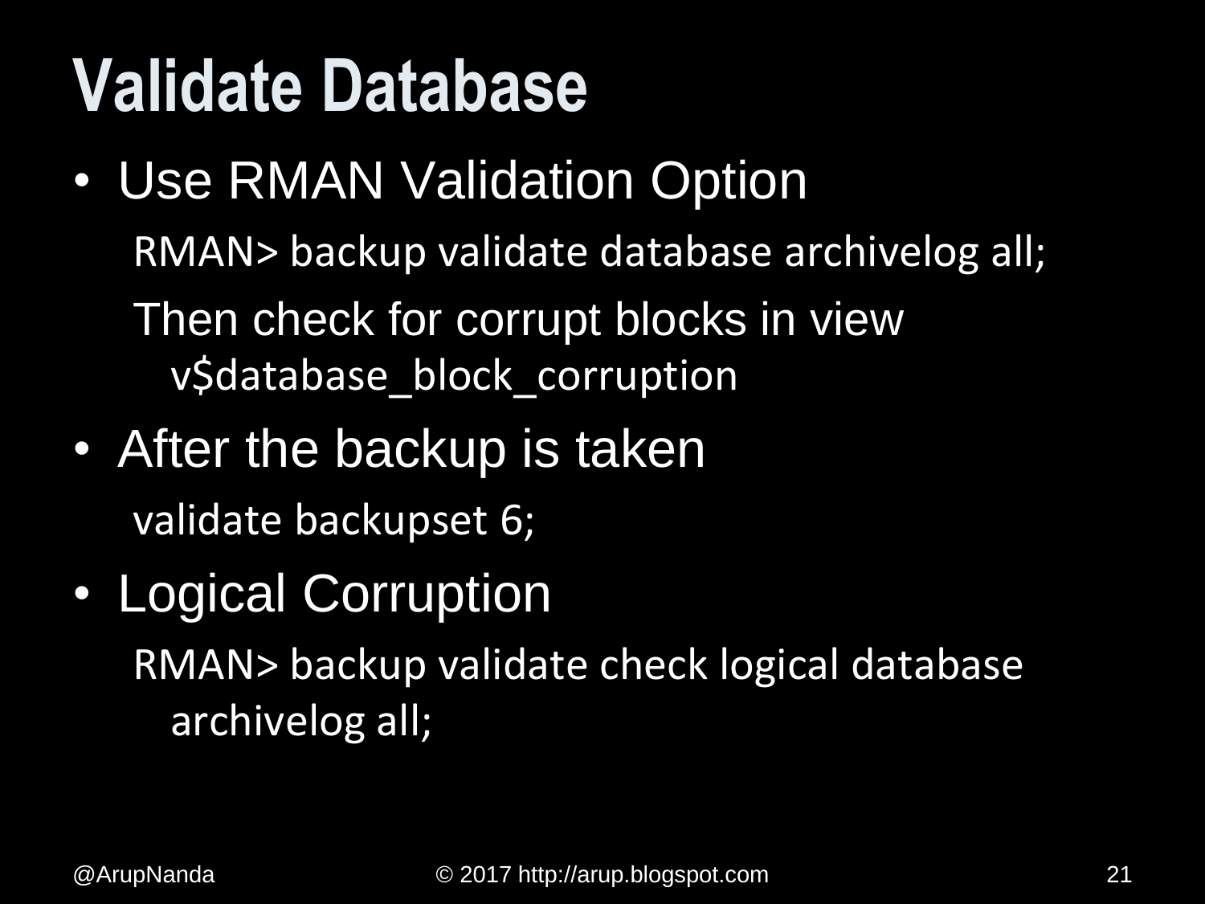# Validate Database

- Use RMAN Validation Option

  ```
  RMAN> backup validate database archivelog all;
  ```

  Then check for corrupt blocks in view v$database_block_corruption

- After the backup is taken

  ```
  validate backupset 6;
  ```

- Logical Corruption

  ```
  RMAN> backup validate check logical database archivelog all;
  ```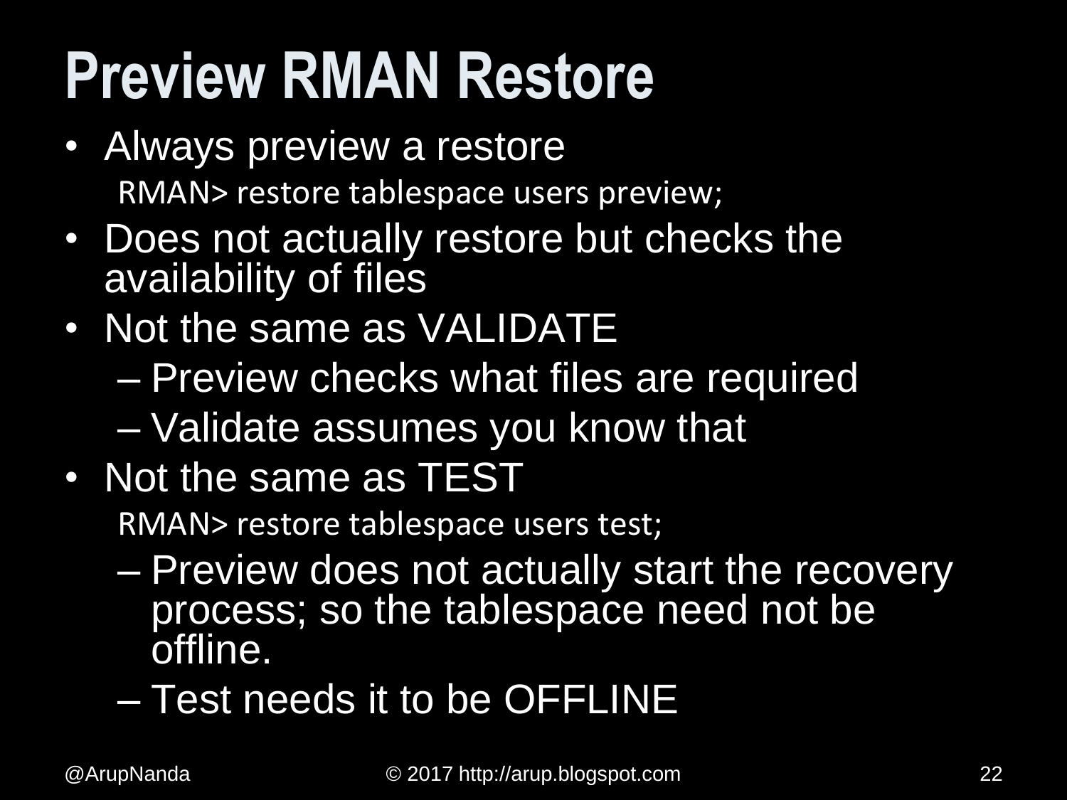# Preview RMAN Restore

- Always preview a restore

```
RMAN> restore tablespace users preview;
```

- Does not actually restore but checks the availability of files
- Not the same as VALIDATE
  - Preview checks what files are required
  - Validate assumes you know that
- Not the same as TEST

```
RMAN> restore tablespace users test;
```

  - Preview does not actually start the recovery process; so the tablespace need not be offline.
  - Test needs it to be OFFLINE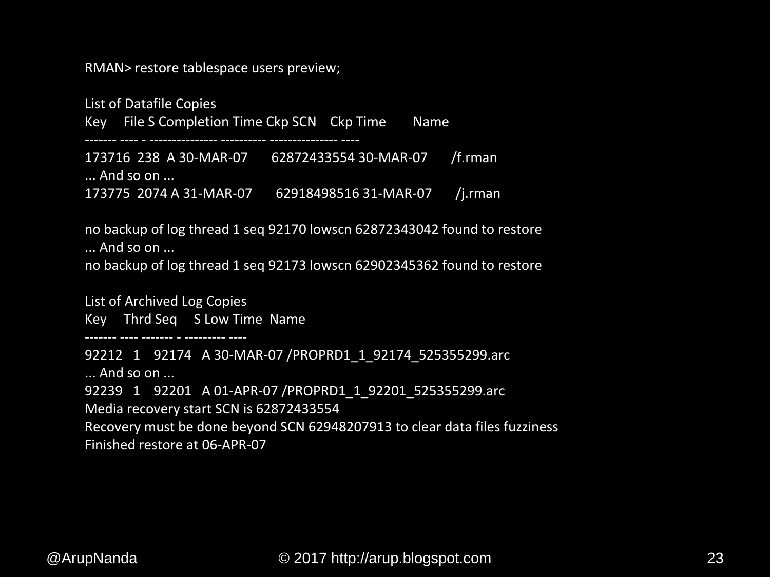```
RMAN> restore tablespace users preview;

List of Datafile Copies
Key     File S Completion Time Ckp SCN    Ckp Time        Name
------- ---- - --------------- ---------- --------------- ----
173716  238  A 30-MAR-07       62872433554 30-MAR-07       /f.rman
... And so on ...
173775  2074 A 31-MAR-07       62918498516 31-MAR-07       /j.rman

no backup of log thread 1 seq 92170 lowscn 62872343042 found to restore
... And so on ...
no backup of log thread 1 seq 92173 lowscn 62902345362 found to restore

List of Archived Log Copies
Key     Thrd Seq     S Low Time  Name
------- ---- ------- - --------- ----
92212   1    92174   A 30-MAR-07 /PROPRD1_1_92174_525355299.arc
... And so on ...
92239   1    92201   A 01-APR-07 /PROPRD1_1_92201_525355299.arc
Media recovery start SCN is 62872433554
Recovery must be done beyond SCN 62948207913 to clear data files fuzziness
Finished restore at 06-APR-07
```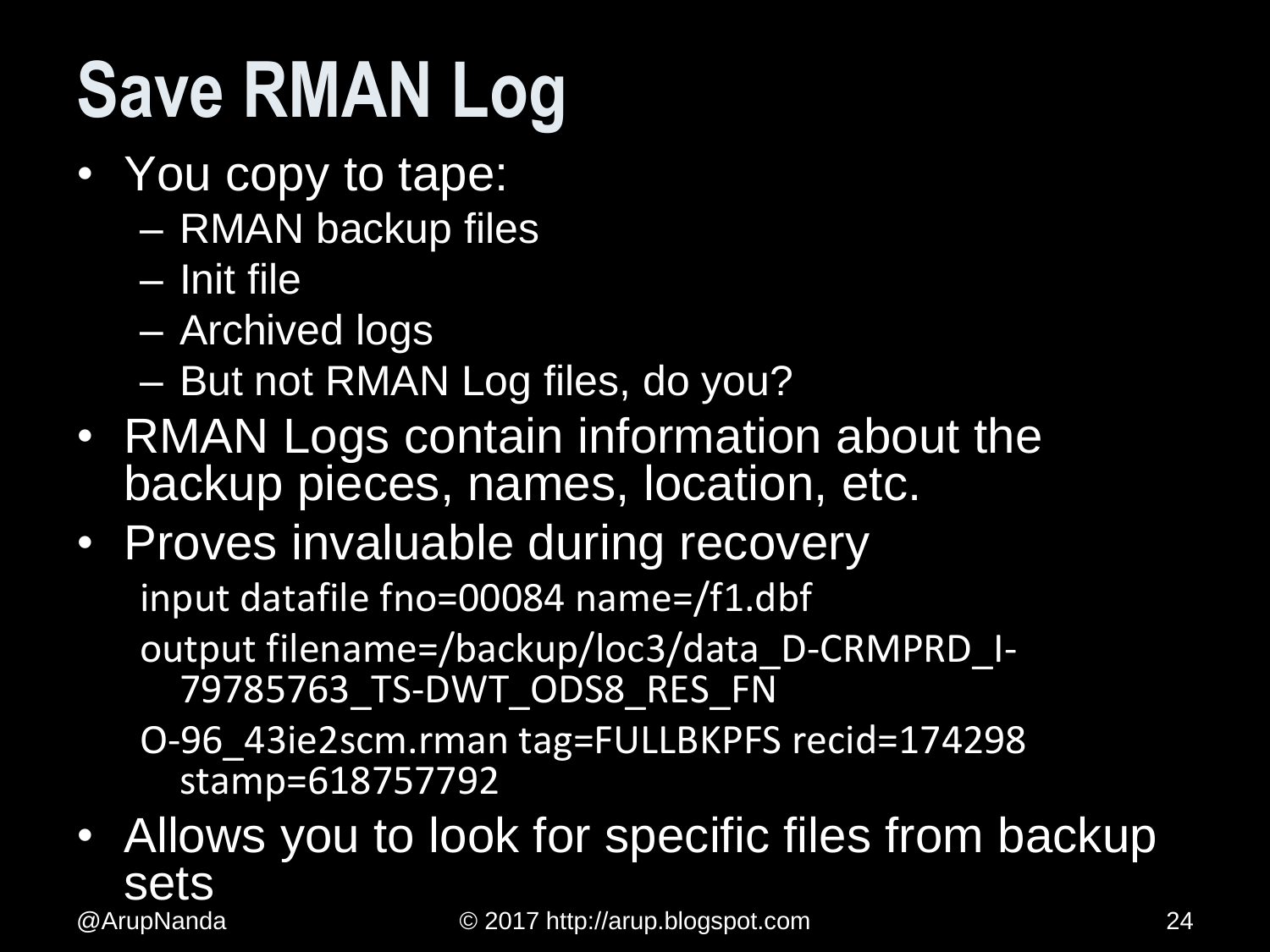# Save RMAN Log

- You copy to tape:
  - RMAN backup files
  - Init file
  - Archived logs
  - But not RMAN Log files, do you?
- RMAN Logs contain information about the backup pieces, names, location, etc.
- Proves invaluable during recovery

```
input datafile fno=00084 name=/f1.dbf
output filename=/backup/loc3/data_D-CRMPRD_I-
   79785763_TS-DWT_ODS8_RES_FN
O-96_43ie2scm.rman tag=FULLBKPFS recid=174298
   stamp=618757792
```

- Allows you to look for specific files from backup sets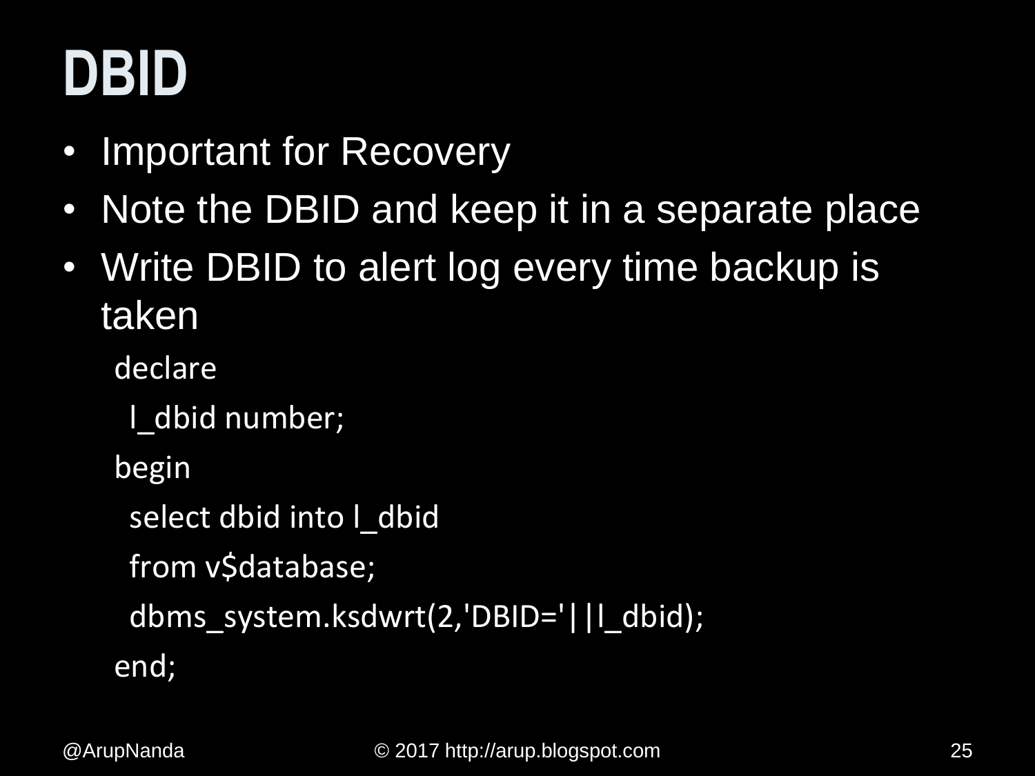# DBID

- Important for Recovery
- Note the DBID and keep it in a separate place
- Write DBID to alert log every time backup is taken

```
declare
  l_dbid number;
begin
  select dbid into l_dbid
  from v$database;
  dbms_system.ksdwrt(2,'DBID='||l_dbid);
end;
```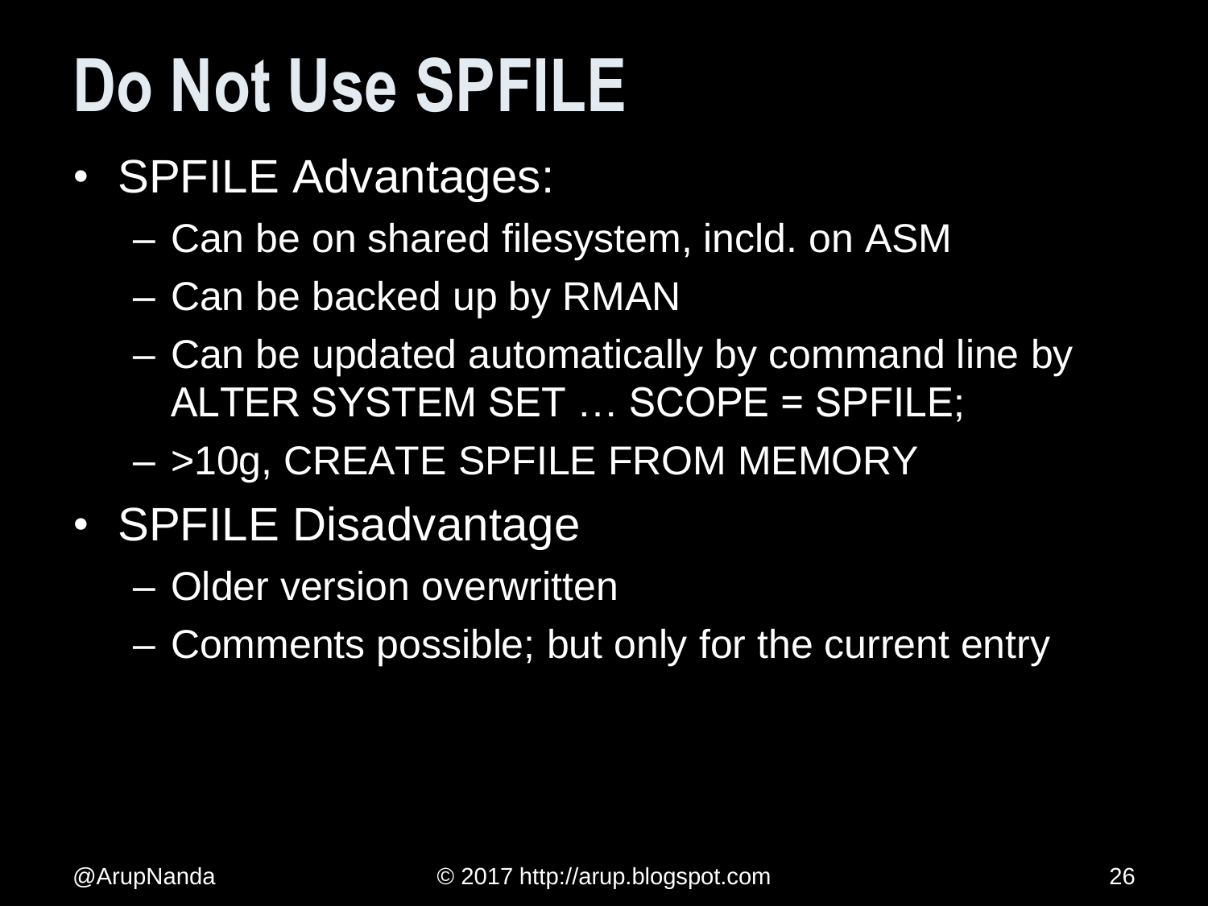# Do Not Use SPFILE

- SPFILE Advantages:
  - Can be on shared filesystem, incld. on ASM
  - Can be backed up by RMAN
  - Can be updated automatically by command line by ALTER SYSTEM SET … SCOPE = SPFILE;
  - >10g, CREATE SPFILE FROM MEMORY
- SPFILE Disadvantage
  - Older version overwritten
  - Comments possible; but only for the current entry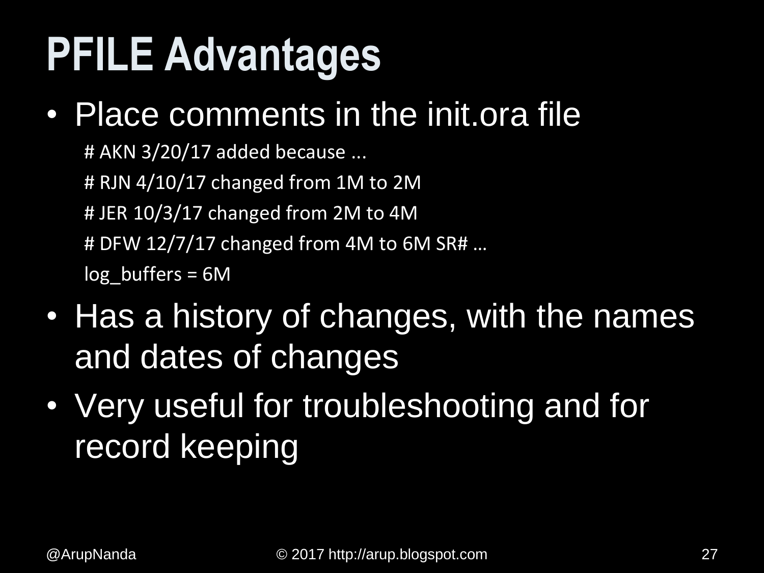# PFILE Advantages

- Place comments in the init.ora file

```
# AKN 3/20/17 added because ...
# RJN 4/10/17 changed from 1M to 2M
# JER 10/3/17 changed from 2M to 4M
# DFW 12/7/17 changed from 4M to 6M SR# …
log_buffers = 6M
```

- Has a history of changes, with the names and dates of changes
- Very useful for troubleshooting and for record keeping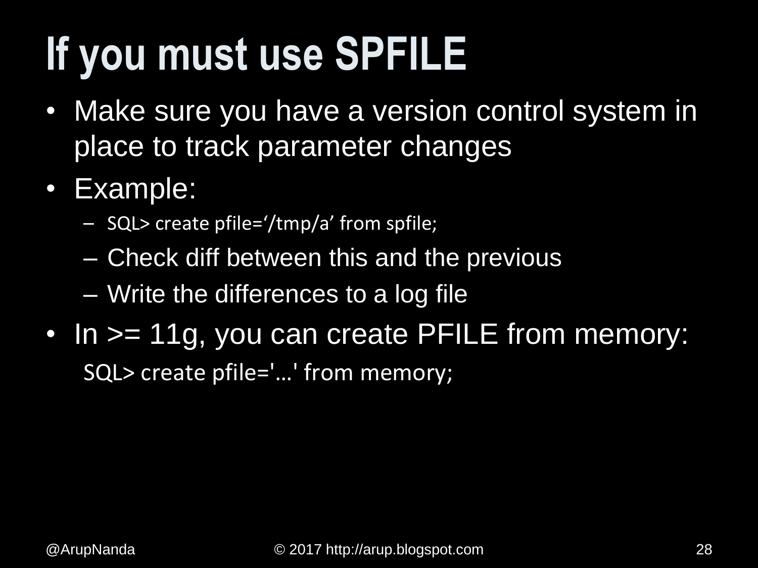# If you must use SPFILE

- Make sure you have a version control system in place to track parameter changes
- Example:
  - SQL> create pfile='/tmp/a' from spfile;
  - Check diff between this and the previous
  - Write the differences to a log file
- In >= 11g, you can create PFILE from memory:

```
SQL> create pfile='…' from memory;
```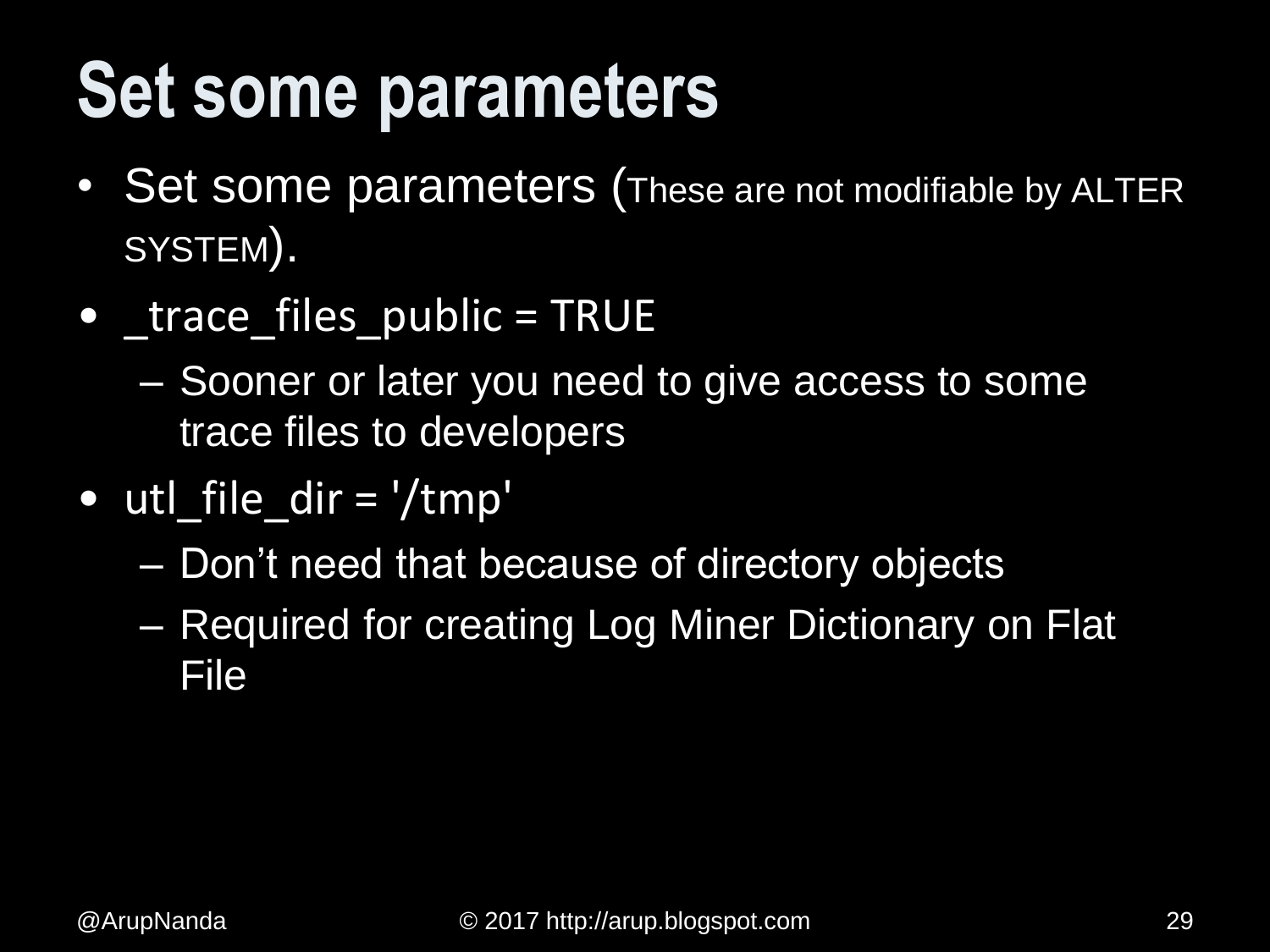# Set some parameters

- Set some parameters (These are not modifiable by ALTER SYSTEM).
- _trace_files_public = TRUE
  - Sooner or later you need to give access to some trace files to developers
- utl_file_dir = '/tmp'
  - Don't need that because of directory objects
  - Required for creating Log Miner Dictionary on Flat File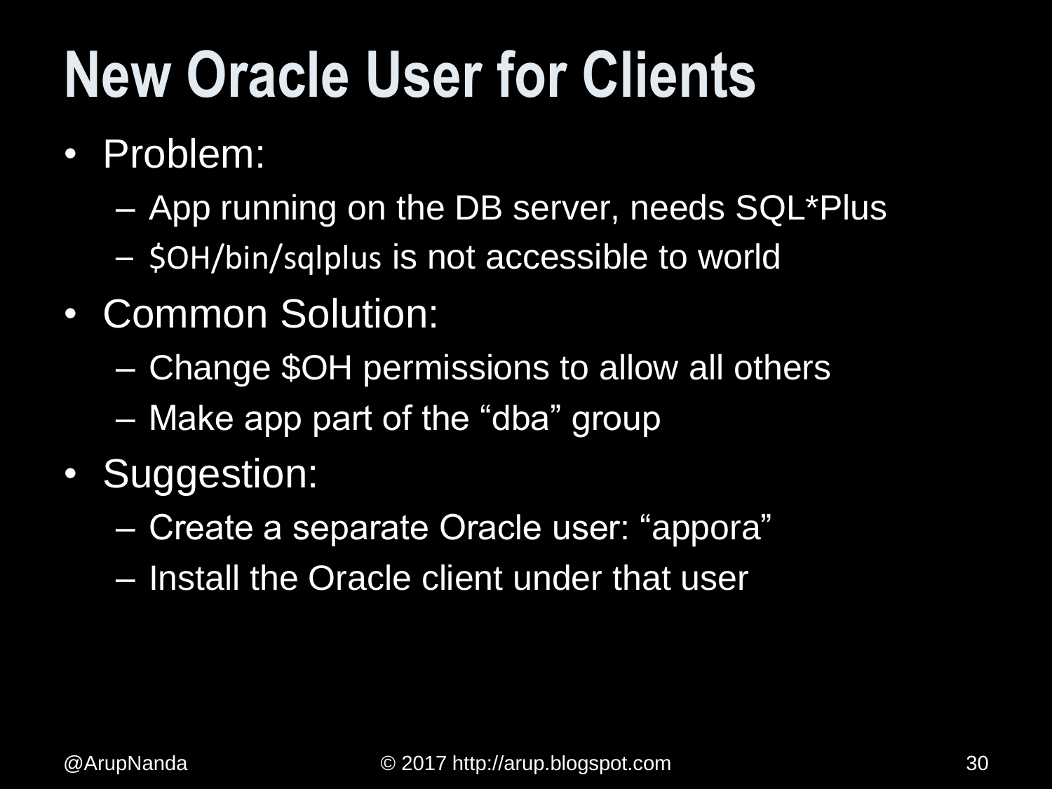# New Oracle User for Clients

- Problem:
  - App running on the DB server, needs SQL*Plus
  - `$OH/bin/sqlplus` is not accessible to world
- Common Solution:
  - Change $OH permissions to allow all others
  - Make app part of the “dba” group
- Suggestion:
  - Create a separate Oracle user: “appora”
  - Install the Oracle client under that user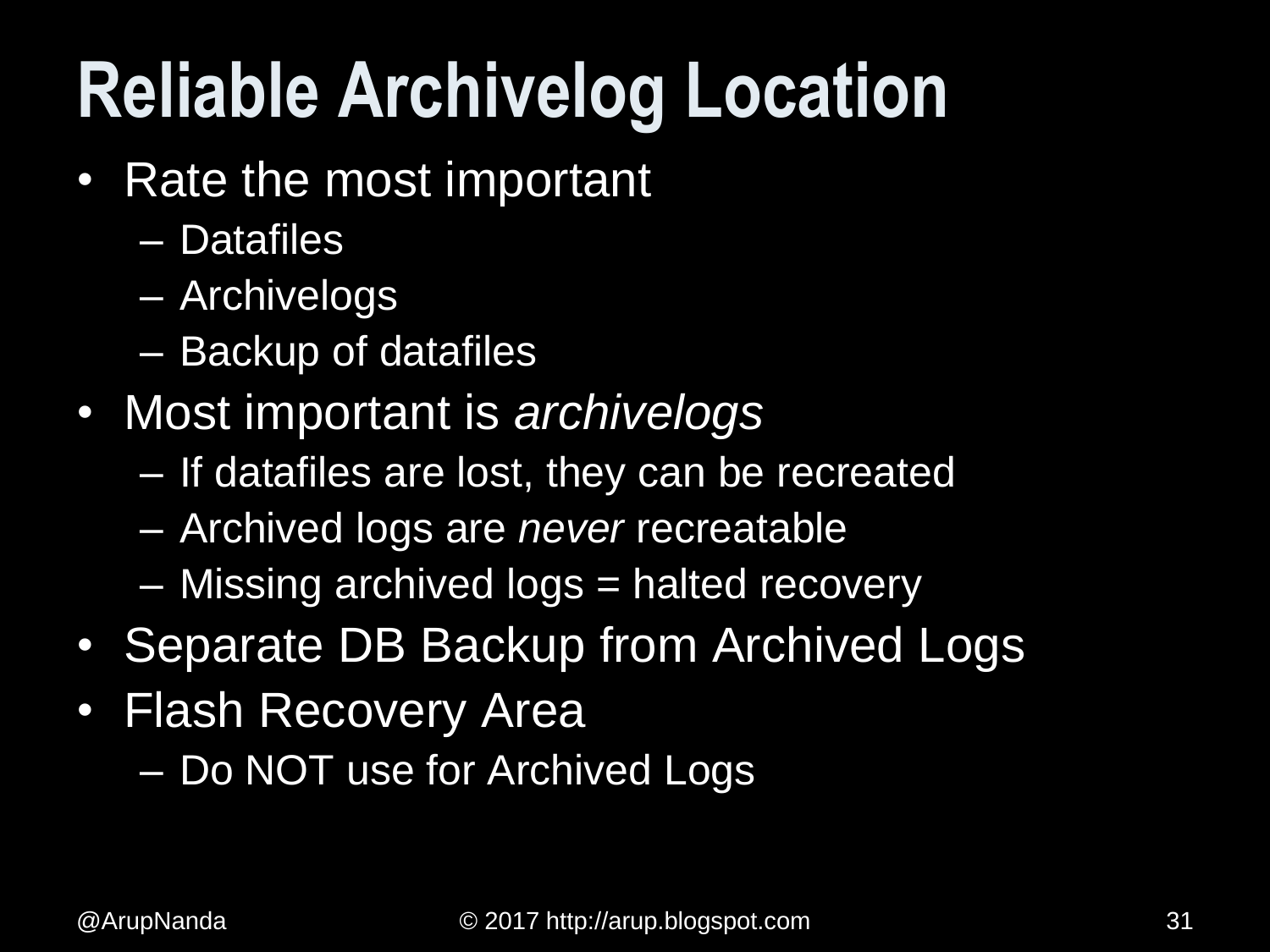# Reliable Archivelog Location

- Rate the most important
  - Datafiles
  - Archivelogs
  - Backup of datafiles
- Most important is *archivelogs*
  - If datafiles are lost, they can be recreated
  - Archived logs are *never* recreatable
  - Missing archived logs = halted recovery
- Separate DB Backup from Archived Logs
- Flash Recovery Area
  - Do NOT use for Archived Logs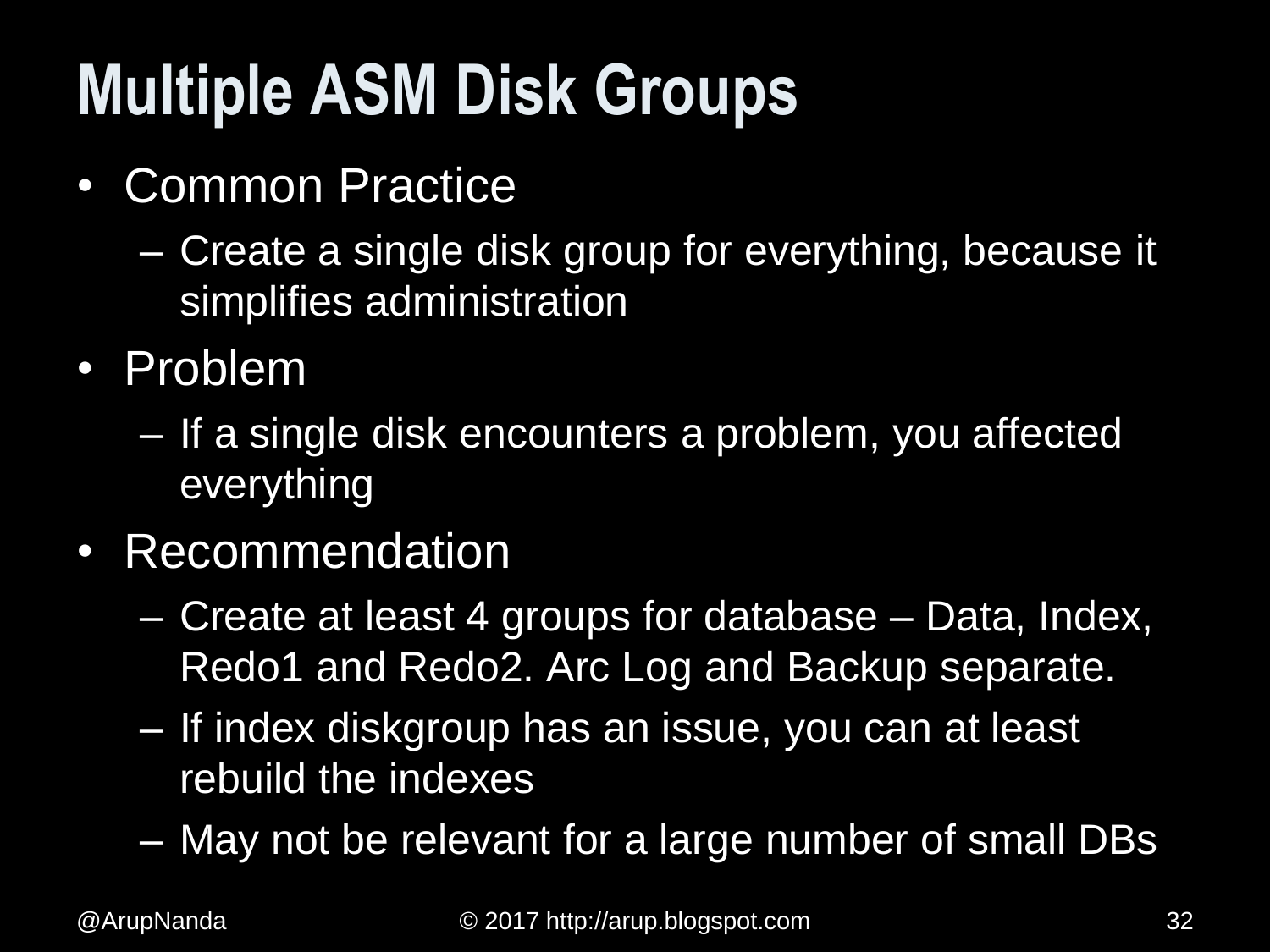# Multiple ASM Disk Groups

- Common Practice
  - Create a single disk group for everything, because it simplifies administration
- Problem
  - If a single disk encounters a problem, you affected everything
- Recommendation
  - Create at least 4 groups for database – Data, Index, Redo1 and Redo2. Arc Log and Backup separate.
  - If index diskgroup has an issue, you can at least rebuild the indexes
  - May not be relevant for a large number of small DBs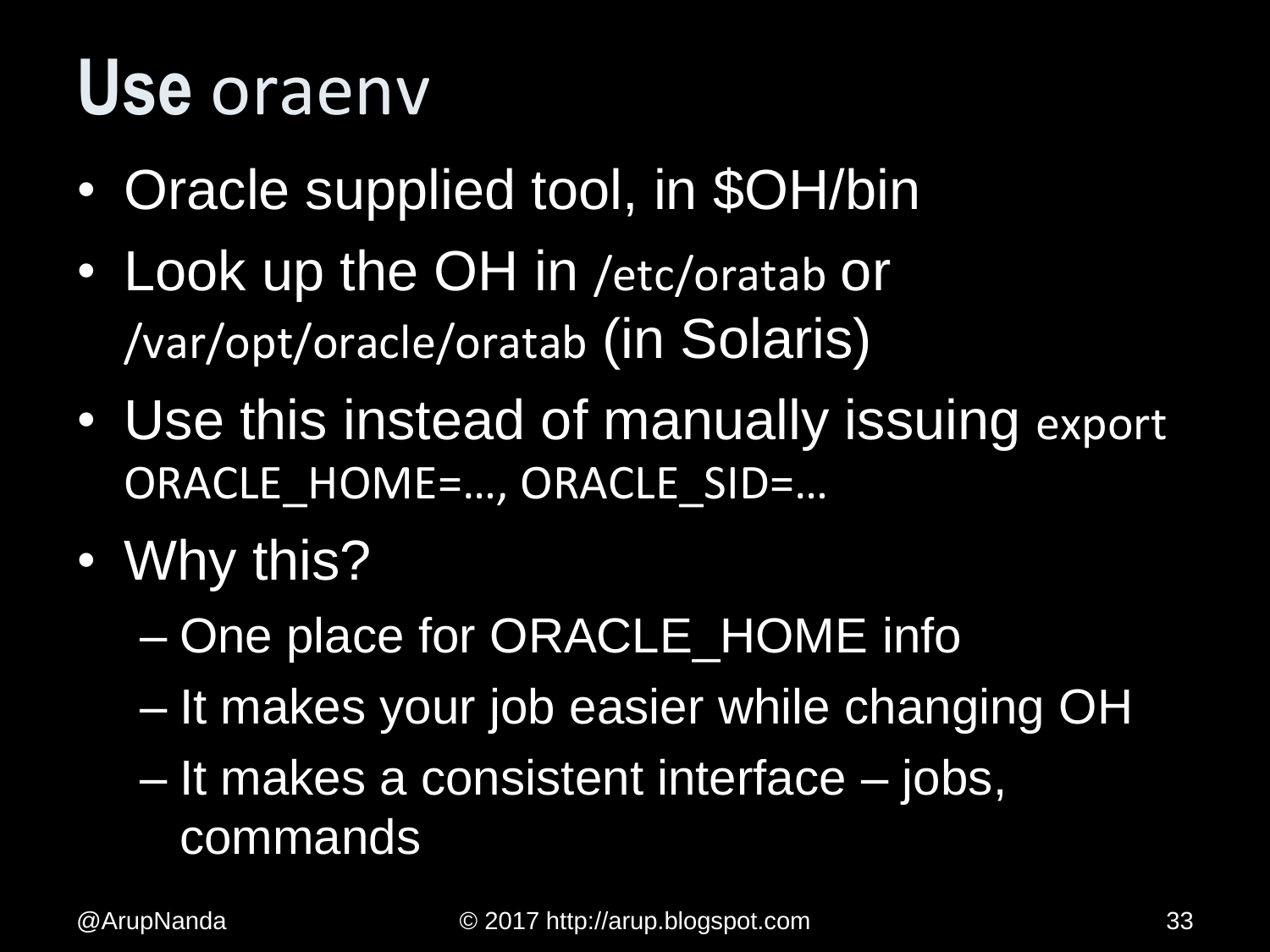# Use oraenv

- Oracle supplied tool, in $OH/bin
- Look up the OH in /etc/oratab or /var/opt/oracle/oratab (in Solaris)
- Use this instead of manually issuing export ORACLE_HOME=…, ORACLE_SID=…
- Why this?
  - One place for ORACLE_HOME info
  - It makes your job easier while changing OH
  - It makes a consistent interface – jobs, commands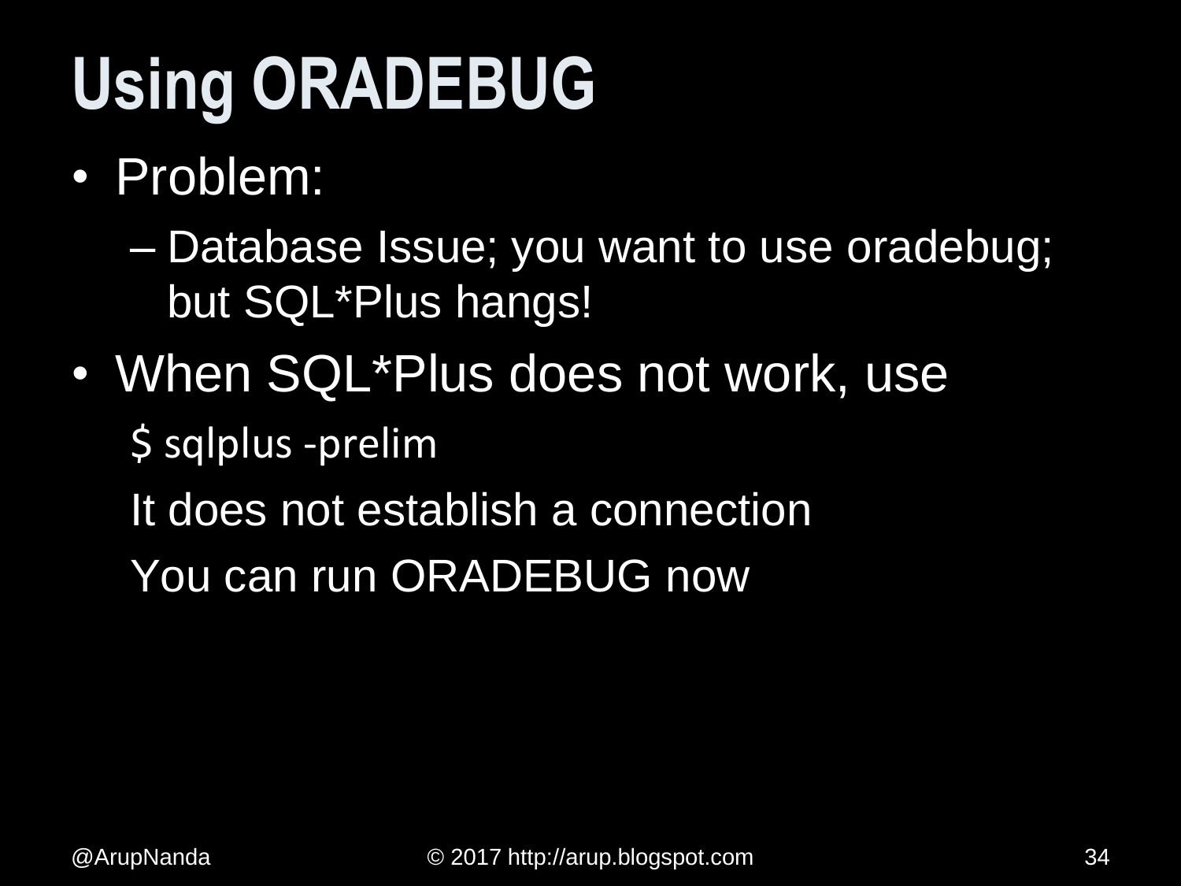# Using ORADEBUG

- Problem:
  - Database Issue; you want to use oradebug; but SQL*Plus hangs!
- When SQL*Plus does not work, use

```
$ sqlplus -prelim
```

It does not establish a connection

You can run ORADEBUG now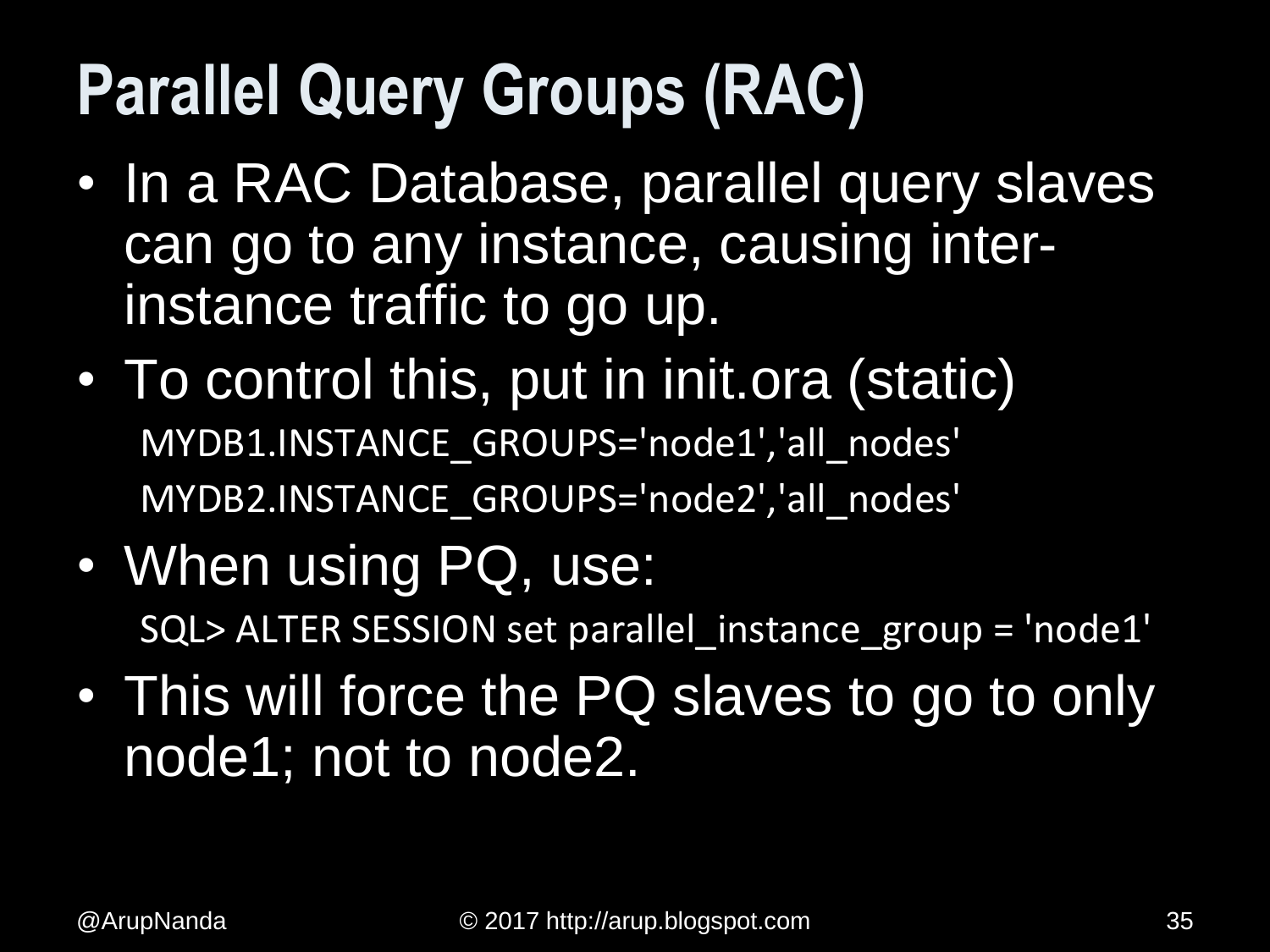# Parallel Query Groups (RAC)

- In a RAC Database, parallel query slaves can go to any instance, causing inter-instance traffic to go up.
- To control this, put in init.ora (static)

```
MYDB1.INSTANCE_GROUPS='node1','all_nodes'
MYDB2.INSTANCE_GROUPS='node2','all_nodes'
```

- When using PQ, use:

```
SQL> ALTER SESSION set parallel_instance_group = 'node1'
```

- This will force the PQ slaves to go to only node1; not to node2.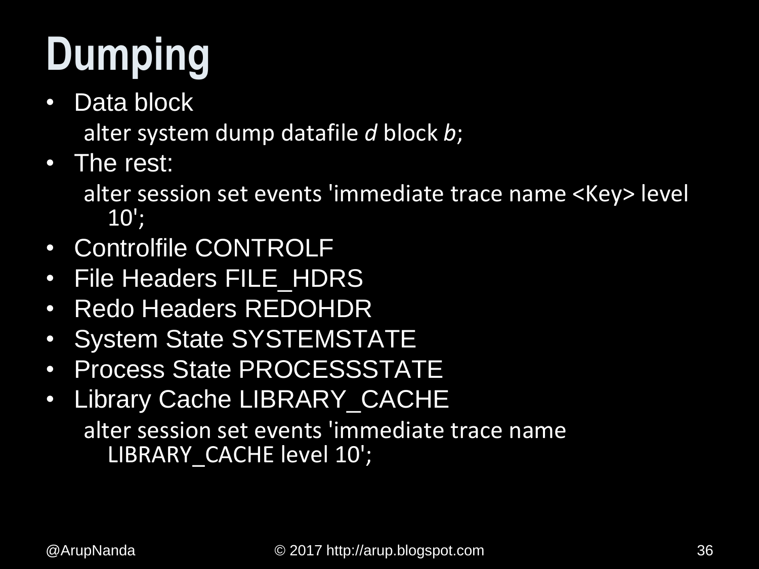# Dumping

- Data block

```
alter system dump datafile d block b;
```

- The rest:

```
alter session set events 'immediate trace name <Key> level 10';
```

- Controlfile CONTROLF
- File Headers FILE_HDRS
- Redo Headers REDOHDR
- System State SYSTEMSTATE
- Process State PROCESSSTATE
- Library Cache LIBRARY_CACHE

```
alter session set events 'immediate trace name LIBRARY_CACHE level 10';
```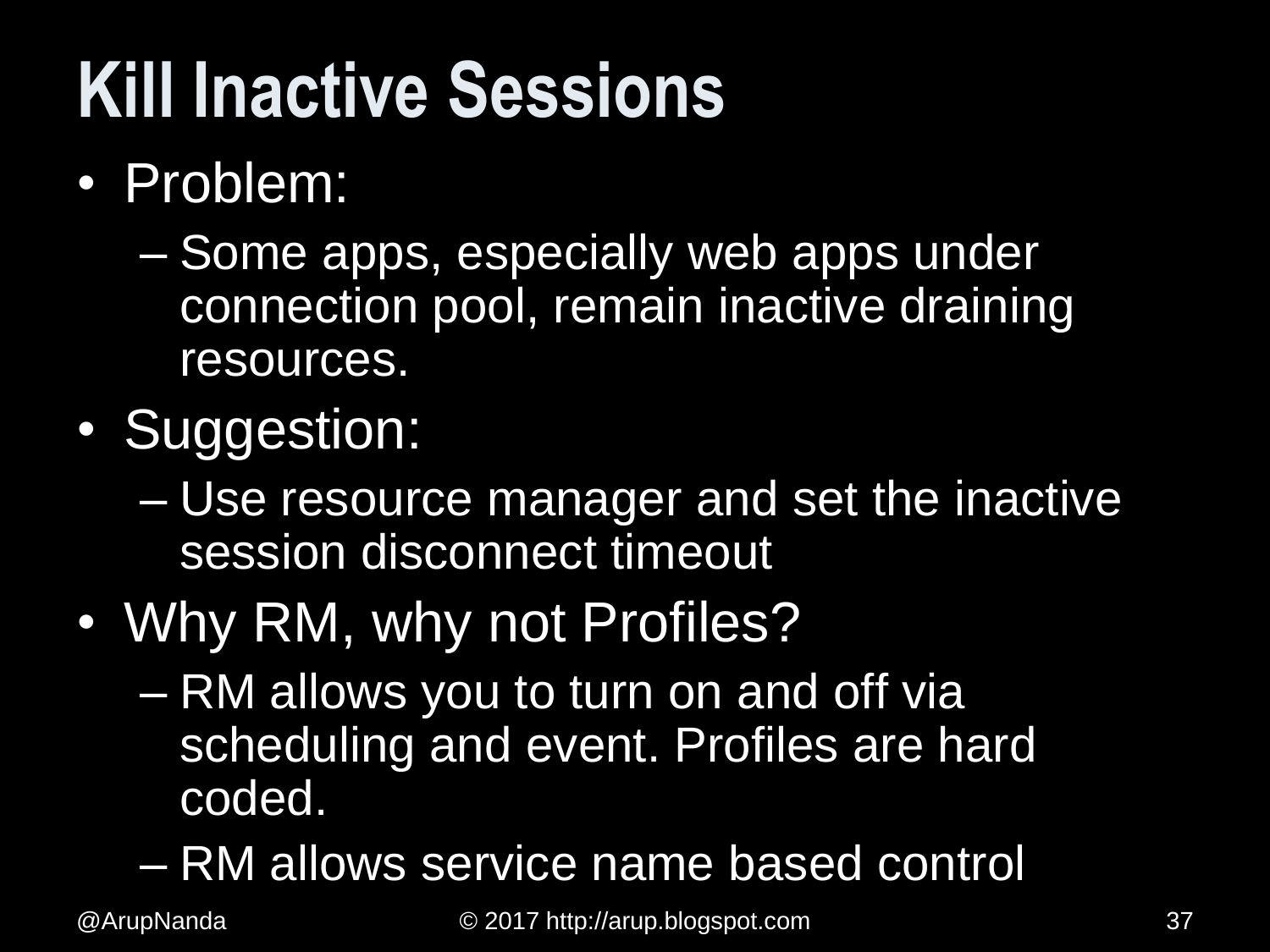# Kill Inactive Sessions

- Problem:
  - Some apps, especially web apps under connection pool, remain inactive draining resources.
- Suggestion:
  - Use resource manager and set the inactive session disconnect timeout
- Why RM, why not Profiles?
  - RM allows you to turn on and off via scheduling and event. Profiles are hard coded.
  - RM allows service name based control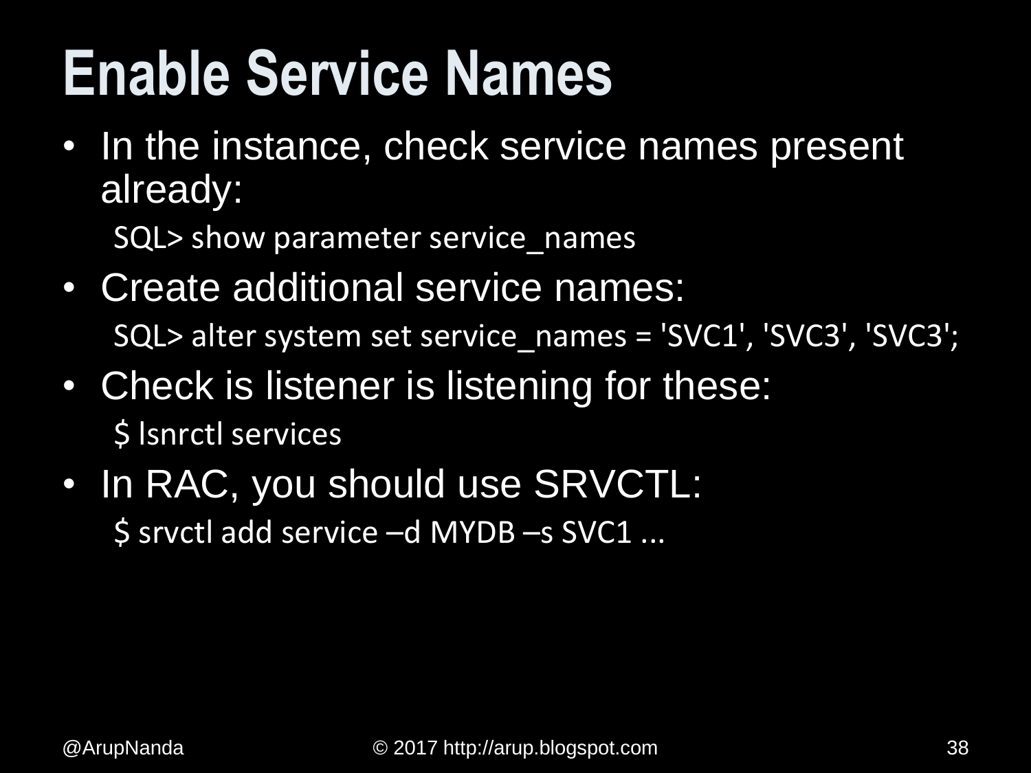# Enable Service Names

- In the instance, check service names present already:

```
SQL> show parameter service_names
```

- Create additional service names:

```
SQL> alter system set service_names = 'SVC1', 'SVC3', 'SVC3';
```

- Check is listener is listening for these:

```
$ lsnrctl services
```

- In RAC, you should use SRVCTL:

```
$ srvctl add service –d MYDB –s SVC1 ...
```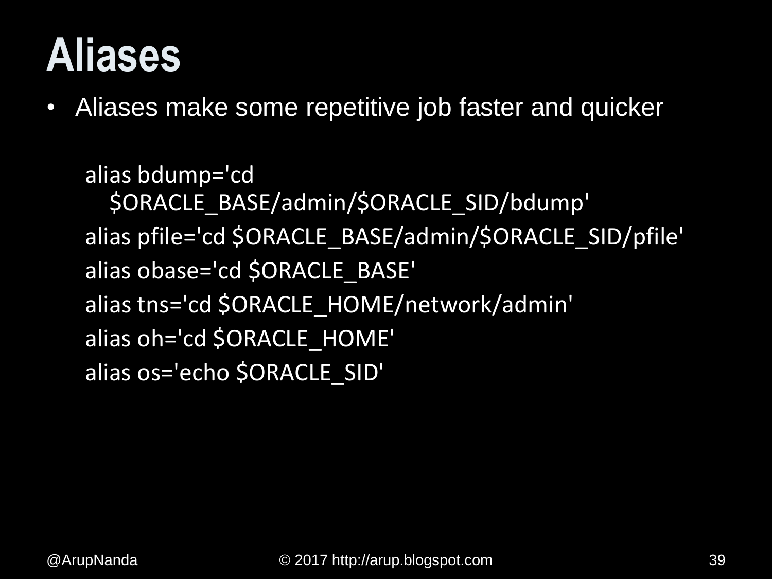# Aliases

- Aliases make some repetitive job faster and quicker

```
alias bdump='cd $ORACLE_BASE/admin/$ORACLE_SID/bdump'
alias pfile='cd $ORACLE_BASE/admin/$ORACLE_SID/pfile'
alias obase='cd $ORACLE_BASE'
alias tns='cd $ORACLE_HOME/network/admin'
alias oh='cd $ORACLE_HOME'
alias os='echo $ORACLE_SID'
```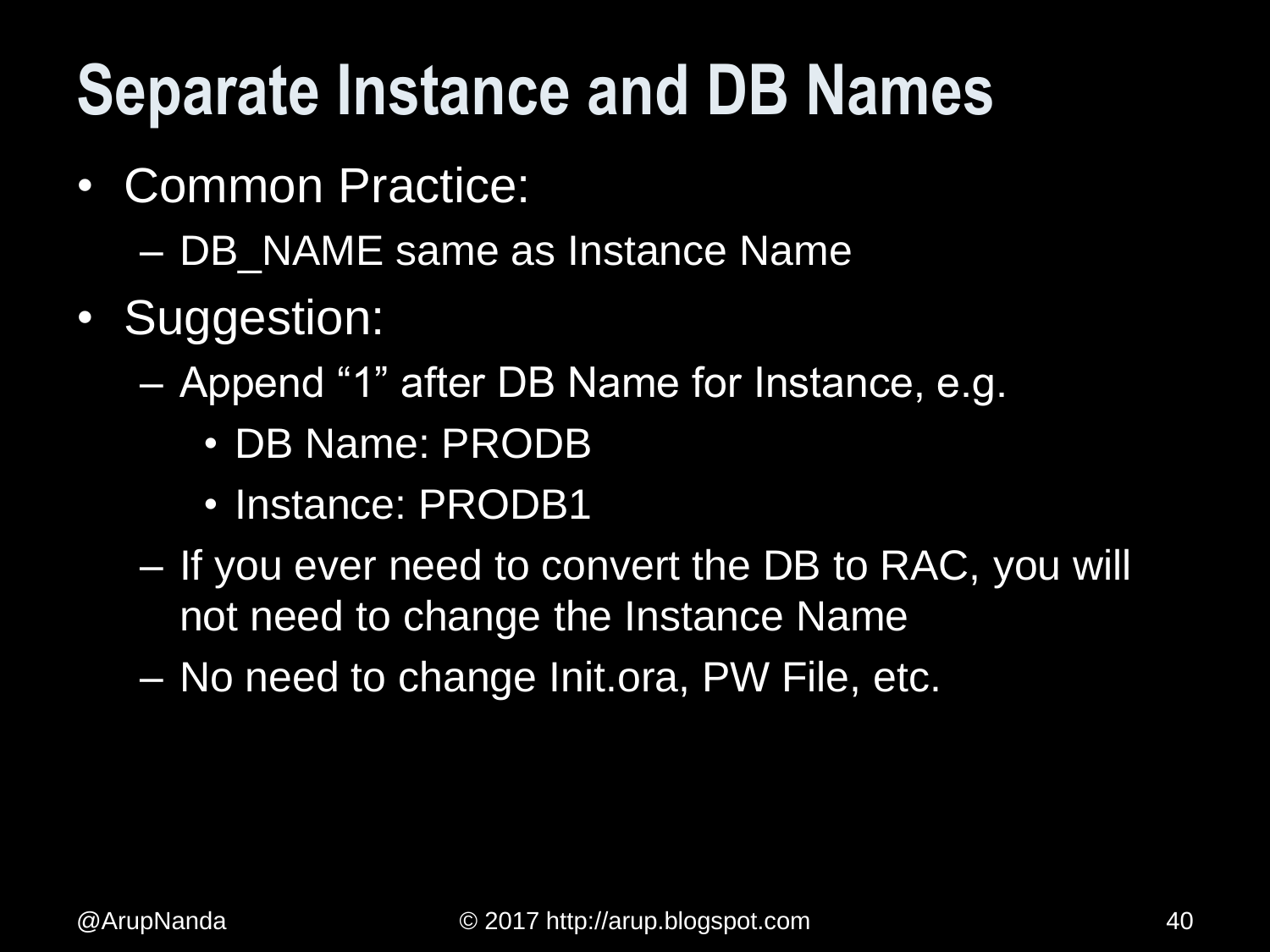# Separate Instance and DB Names

- Common Practice:
  - DB_NAME same as Instance Name
- Suggestion:
  - Append “1” after DB Name for Instance, e.g.
    - DB Name: PRODB
    - Instance: PRODB1
  - If you ever need to convert the DB to RAC, you will not need to change the Instance Name
  - No need to change Init.ora, PW File, etc.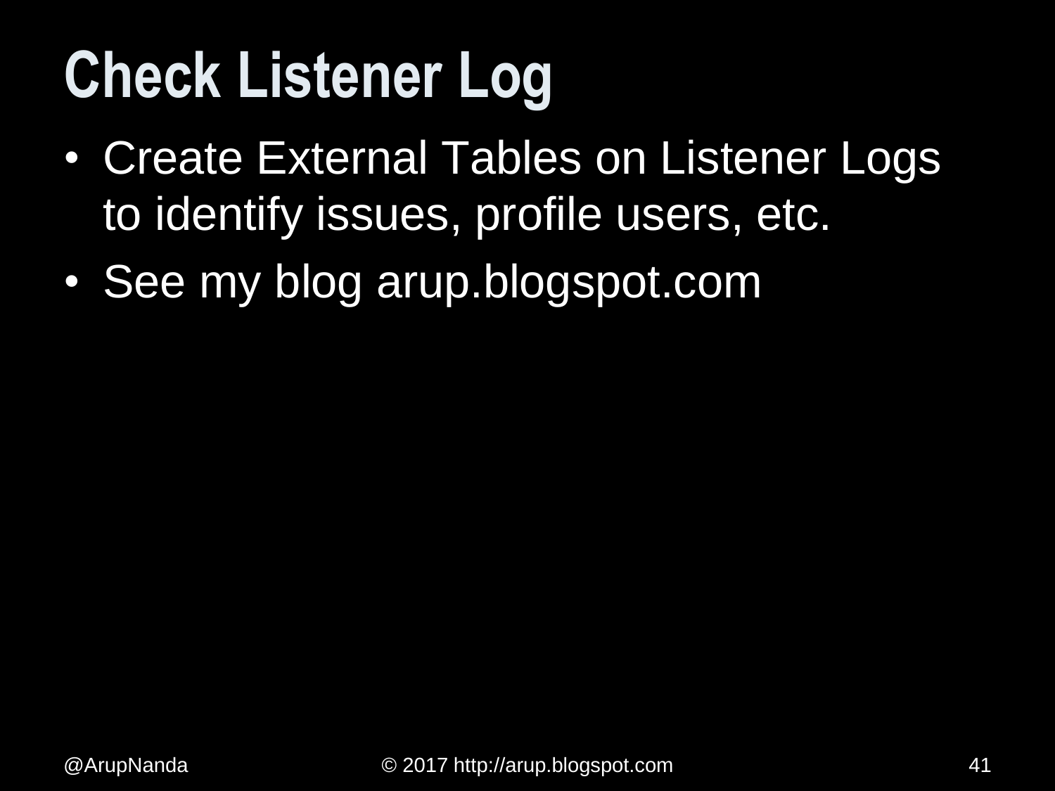# Check Listener Log

- Create External Tables on Listener Logs to identify issues, profile users, etc.
- See my blog arup.blogspot.com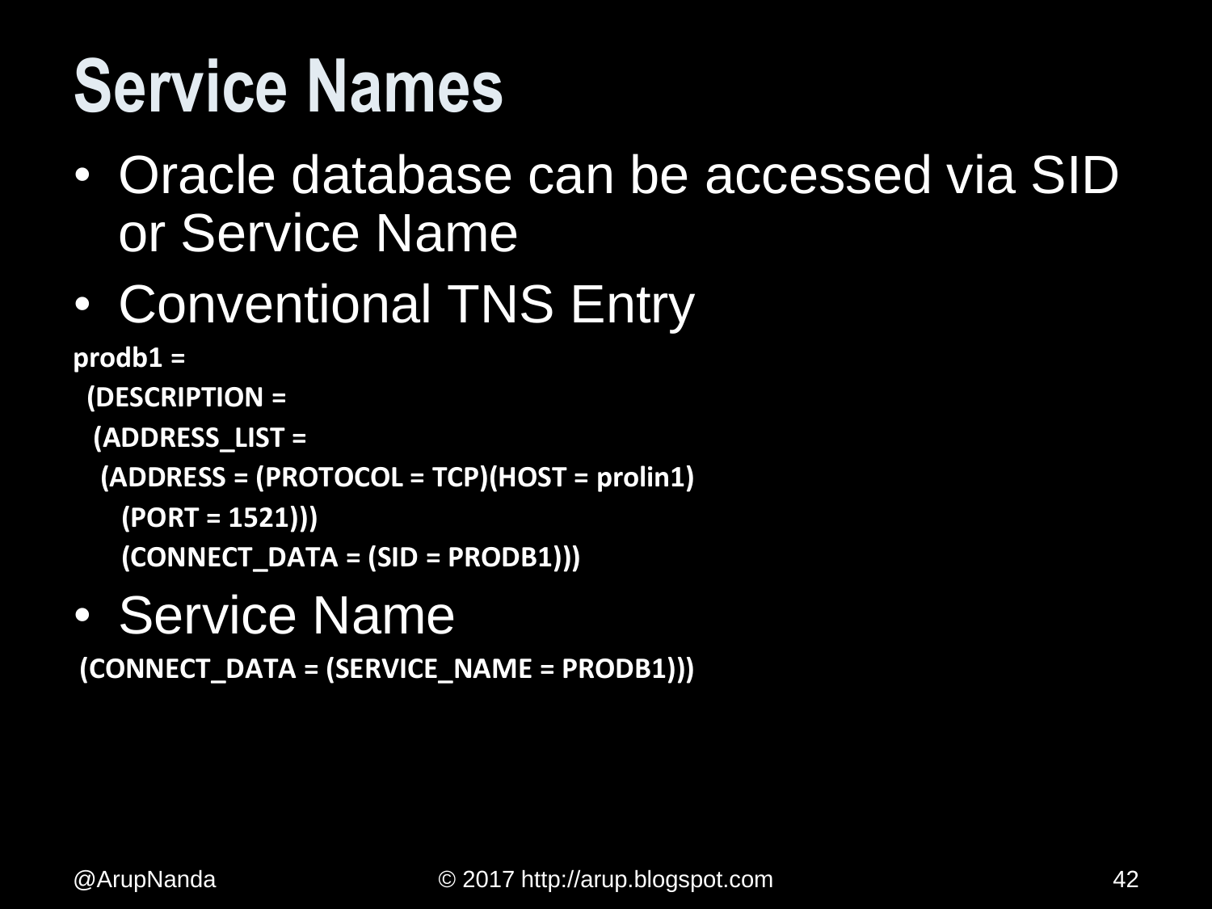# Service Names

- Oracle database can be accessed via SID or Service Name
- Conventional TNS Entry

```
prodb1 =
  (DESCRIPTION =
   (ADDRESS_LIST =
    (ADDRESS = (PROTOCOL = TCP)(HOST = prolin1)
      (PORT = 1521)))
      (CONNECT_DATA = (SID = PRODB1)))
```

- Service Name

```
(CONNECT_DATA = (SERVICE_NAME = PRODB1)))
```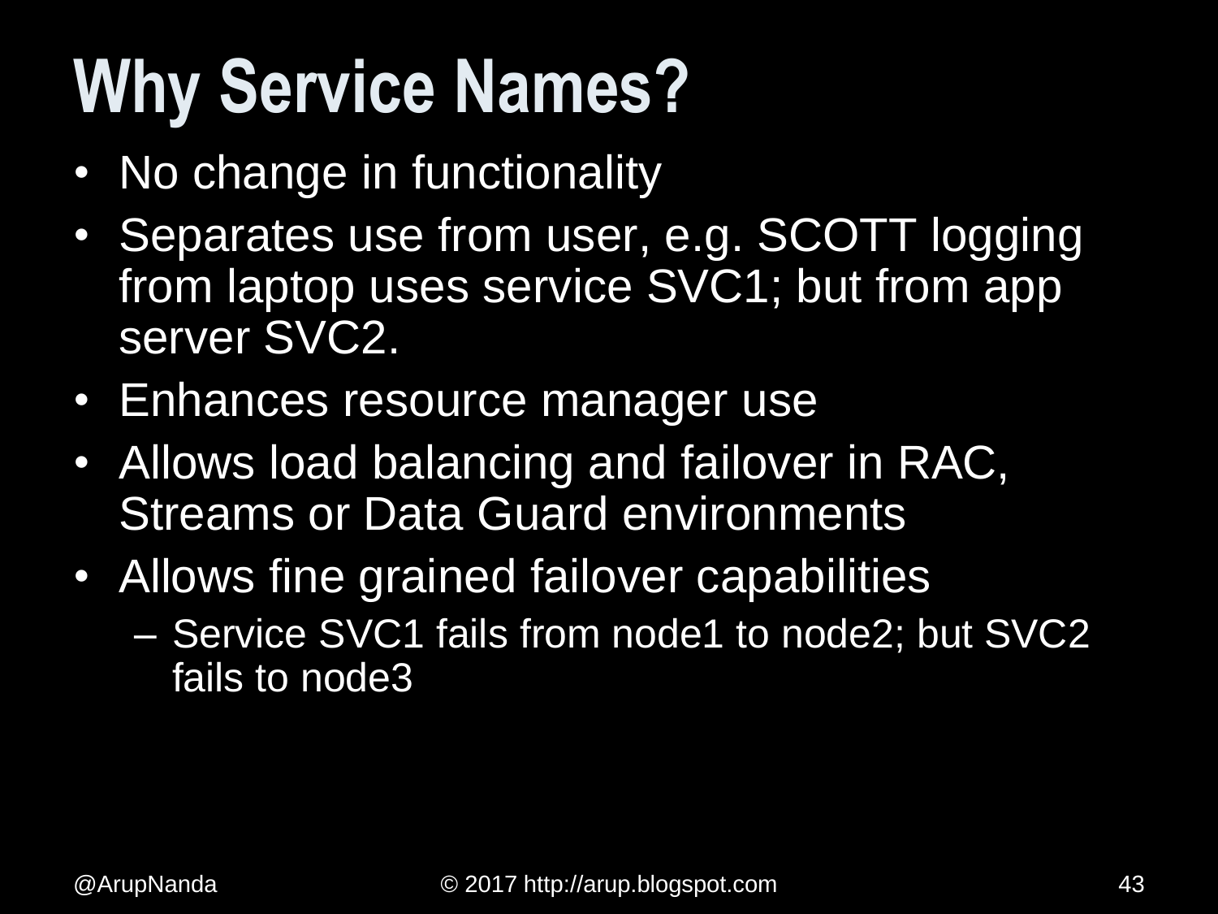# Why Service Names?

- No change in functionality
- Separates use from user, e.g. SCOTT logging from laptop uses service SVC1; but from app server SVC2.
- Enhances resource manager use
- Allows load balancing and failover in RAC, Streams or Data Guard environments
- Allows fine grained failover capabilities
  - Service SVC1 fails from node1 to node2; but SVC2 fails to node3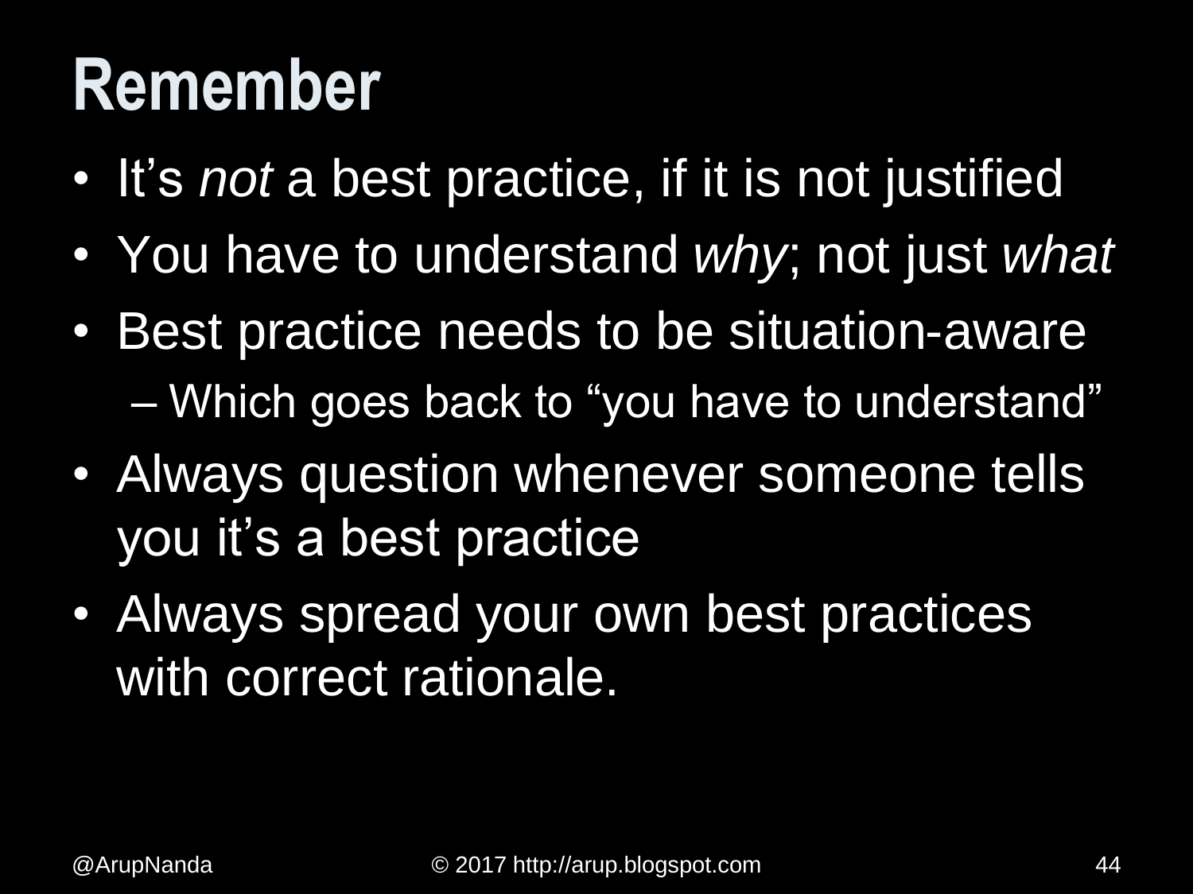# Remember

- It's *not* a best practice, if it is not justified
- You have to understand *why*; not just *what*
- Best practice needs to be situation-aware
  - Which goes back to "you have to understand"
- Always question whenever someone tells you it's a best practice
- Always spread your own best practices with correct rationale.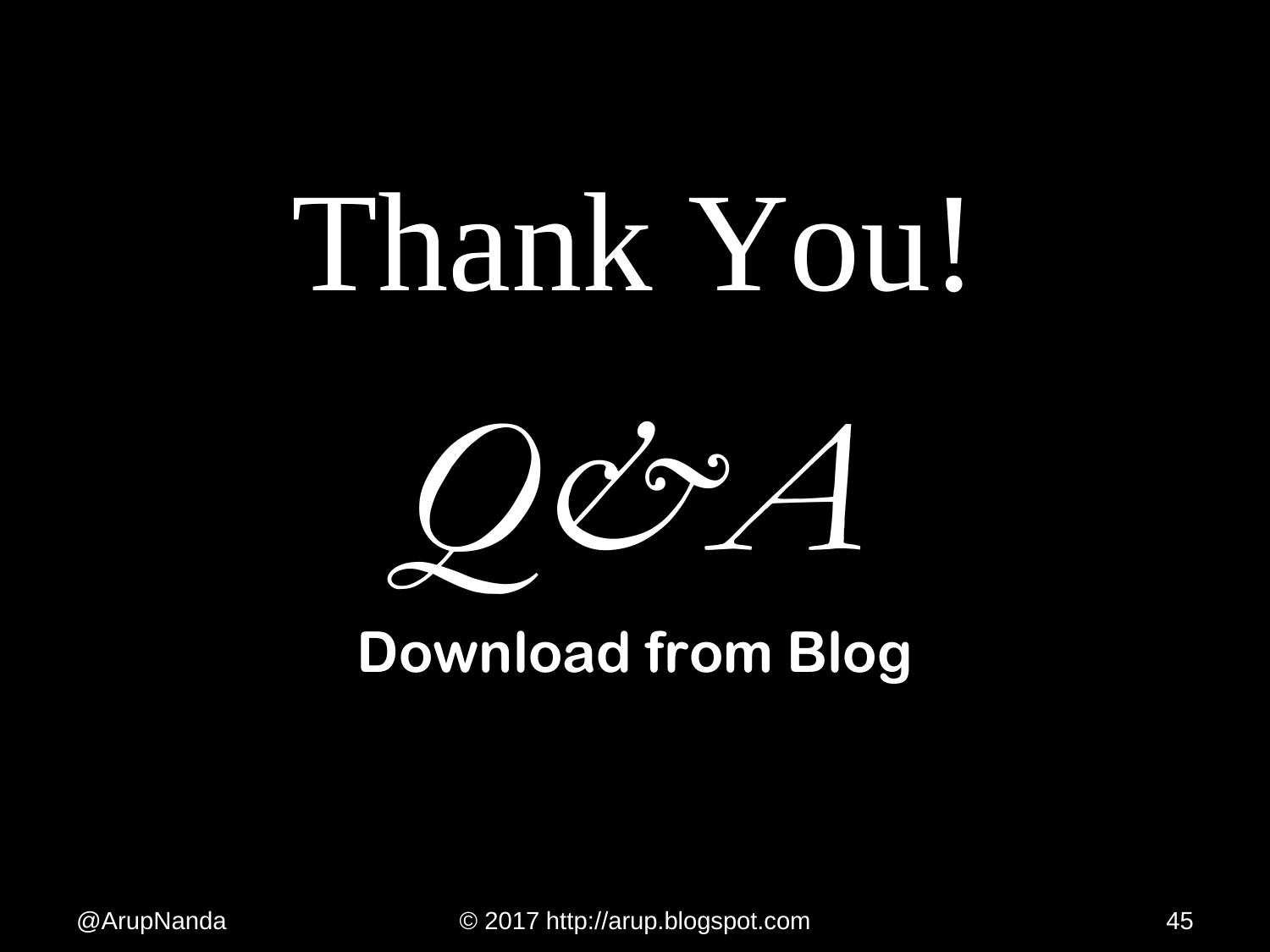# Thank You!

# Q&A

**Download from Blog**